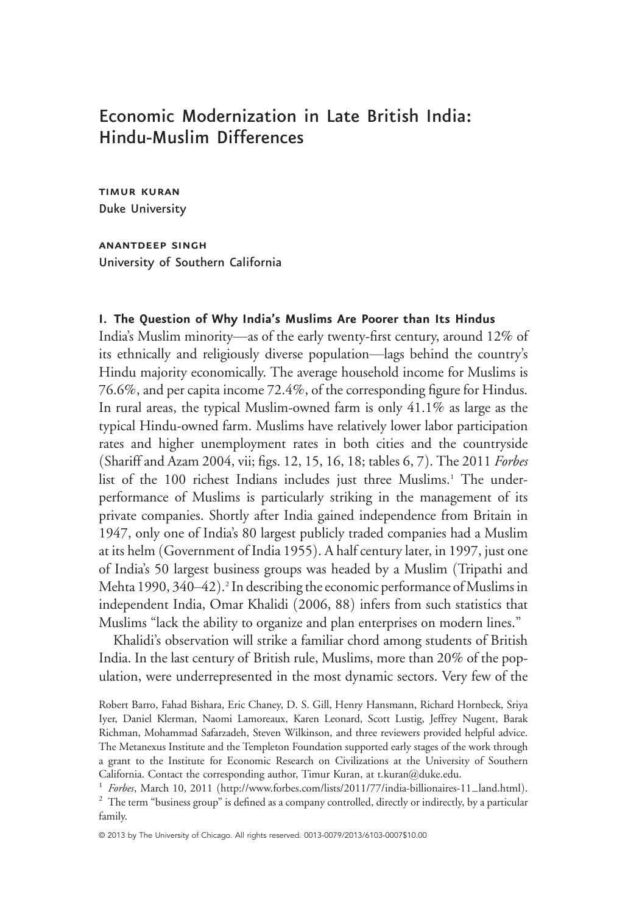# Economic Modernization in Late British India: Hindu-Muslim Differences

**TIMUR KURAN**
Duke University

**ANANTDEEP SINGH**
University of Southern California

## I. The Question of Why India's Muslims Are Poorer than Its Hindus

India's Muslim minority—as of the early twenty-first century, around 12% of its ethnically and religiously diverse population—lags behind the country's Hindu majority economically. The average household income for Muslims is 76.6%, and per capita income 72.4%, of the corresponding figure for Hindus. In rural areas, the typical Muslim-owned farm is only 41.1% as large as the typical Hindu-owned farm. Muslims have relatively lower labor participation rates and higher unemployment rates in both cities and the countryside (Shariff and Azam 2004, vii; figs. 12, 15, 16, 18; tables 6, 7). The 2011 *Forbes* list of the 100 richest Indians includes just three Muslims.[1] The underperformance of Muslims is particularly striking in the management of its private companies. Shortly after India gained independence from Britain in 1947, only one of India's 80 largest publicly traded companies had a Muslim at its helm (Government of India 1955). A half century later, in 1997, just one of India's 50 largest business groups was headed by a Muslim (Tripathi and Mehta 1990, 340–42).[2] In describing the economic performance of Muslims in independent India, Omar Khalidi (2006, 88) infers from such statistics that Muslims "lack the ability to organize and plan enterprises on modern lines."

Khalidi's observation will strike a familiar chord among students of British India. In the last century of British rule, Muslims, more than 20% of the population, were underrepresented in the most dynamic sectors. Very few of the

Robert Barro, Fahad Bishara, Eric Chaney, D. S. Gill, Henry Hansmann, Richard Hornbeck, Sriya Iyer, Daniel Klerman, Naomi Lamoreaux, Karen Leonard, Scott Lustig, Jeffrey Nugent, Barak Richman, Mohammad Safarzadeh, Steven Wilkinson, and three reviewers provided helpful advice. The Metanexus Institute and the Templeton Foundation supported early stages of the work through a grant to the Institute for Economic Research on Civilizations at the University of Southern California. Contact the corresponding author, Timur Kuran, at t.kuran@duke.edu.

[1] *Forbes*, March 10, 2011 (http://www.forbes.com/lists/2011/77/india-billionaires-11_land.html).

[2] The term "business group" is defined as a company controlled, directly or indirectly, by a particular family.

© 2013 by The University of Chicago. All rights reserved. 0013-0079/2013/6103-0007$10.00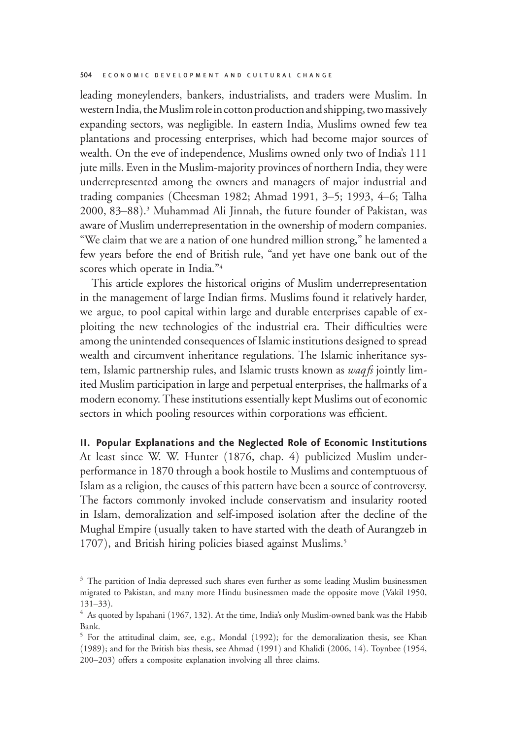leading moneylenders, bankers, industrialists, and traders were Muslim. In western India, the Muslim role in cotton production and shipping, two massively expanding sectors, was negligible. In eastern India, Muslims owned few tea plantations and processing enterprises, which had become major sources of wealth. On the eve of independence, Muslims owned only two of India's 111 jute mills. Even in the Muslim-majority provinces of northern India, they were underrepresented among the owners and managers of major industrial and trading companies (Cheesman 1982; Ahmad 1991, 3–5; 1993, 4–6; Talha 2000, 83–88).[3] Muhammad Ali Jinnah, the future founder of Pakistan, was aware of Muslim underrepresentation in the ownership of modern companies. "We claim that we are a nation of one hundred million strong," he lamented a few years before the end of British rule, "and yet have one bank out of the scores which operate in India."[4]

This article explores the historical origins of Muslim underrepresentation in the management of large Indian firms. Muslims found it relatively harder, we argue, to pool capital within large and durable enterprises capable of exploiting the new technologies of the industrial era. Their difficulties were among the unintended consequences of Islamic institutions designed to spread wealth and circumvent inheritance regulations. The Islamic inheritance system, Islamic partnership rules, and Islamic trusts known as *waqfs* jointly limited Muslim participation in large and perpetual enterprises, the hallmarks of a modern economy. These institutions essentially kept Muslims out of economic sectors in which pooling resources within corporations was efficient.

## II. Popular Explanations and the Neglected Role of Economic Institutions

At least since W. W. Hunter (1876, chap. 4) publicized Muslim underperformance in 1870 through a book hostile to Muslims and contemptuous of Islam as a religion, the causes of this pattern have been a source of controversy. The factors commonly invoked include conservatism and insularity rooted in Islam, demoralization and self-imposed isolation after the decline of the Mughal Empire (usually taken to have started with the death of Aurangzeb in 1707), and British hiring policies biased against Muslims.[5]

[3] The partition of India depressed such shares even further as some leading Muslim businessmen migrated to Pakistan, and many more Hindu businessmen made the opposite move (Vakil 1950, 131–33).

[4] As quoted by Ispahani (1967, 132). At the time, India's only Muslim-owned bank was the Habib Bank.

[5] For the attitudinal claim, see, e.g., Mondal (1992); for the demoralization thesis, see Khan (1989); and for the British bias thesis, see Ahmad (1991) and Khalidi (2006, 14). Toynbee (1954, 200–203) offers a composite explanation involving all three claims.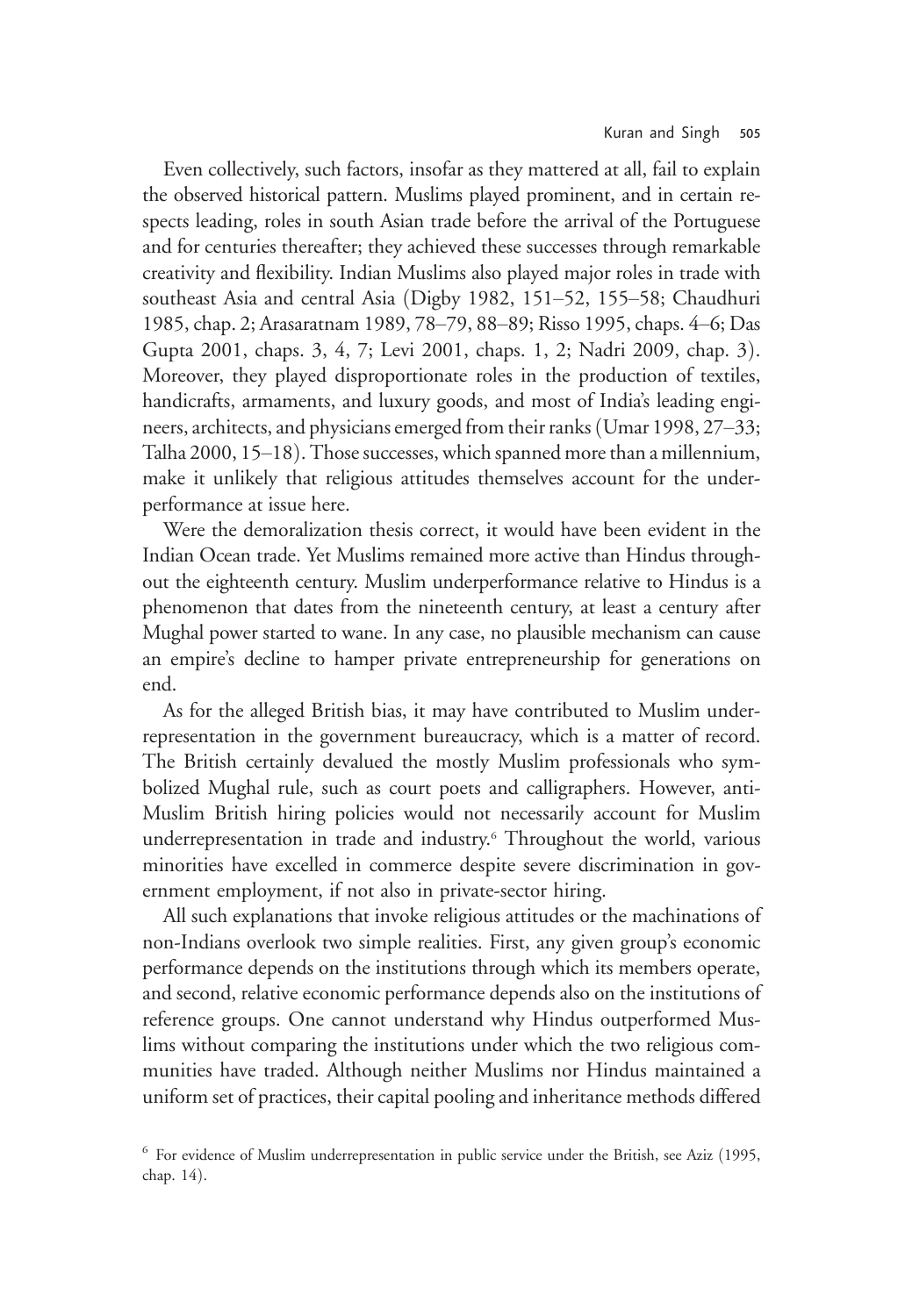Even collectively, such factors, insofar as they mattered at all, fail to explain the observed historical pattern. Muslims played prominent, and in certain respects leading, roles in south Asian trade before the arrival of the Portuguese and for centuries thereafter; they achieved these successes through remarkable creativity and flexibility. Indian Muslims also played major roles in trade with southeast Asia and central Asia (Digby 1982, 151–52, 155–58; Chaudhuri 1985, chap. 2; Arasaratnam 1989, 78–79, 88–89; Risso 1995, chaps. 4–6; Das Gupta 2001, chaps. 3, 4, 7; Levi 2001, chaps. 1, 2; Nadri 2009, chap. 3). Moreover, they played disproportionate roles in the production of textiles, handicrafts, armaments, and luxury goods, and most of India's leading engineers, architects, and physicians emerged from their ranks (Umar 1998, 27–33; Talha 2000, 15–18). Those successes, which spanned more than a millennium, make it unlikely that religious attitudes themselves account for the underperformance at issue here.

Were the demoralization thesis correct, it would have been evident in the Indian Ocean trade. Yet Muslims remained more active than Hindus throughout the eighteenth century. Muslim underperformance relative to Hindus is a phenomenon that dates from the nineteenth century, at least a century after Mughal power started to wane. In any case, no plausible mechanism can cause an empire's decline to hamper private entrepreneurship for generations on end.

As for the alleged British bias, it may have contributed to Muslim underrepresentation in the government bureaucracy, which is a matter of record. The British certainly devalued the mostly Muslim professionals who symbolized Mughal rule, such as court poets and calligraphers. However, anti-Muslim British hiring policies would not necessarily account for Muslim underrepresentation in trade and industry.[6] Throughout the world, various minorities have excelled in commerce despite severe discrimination in government employment, if not also in private-sector hiring.

All such explanations that invoke religious attitudes or the machinations of non-Indians overlook two simple realities. First, any given group's economic performance depends on the institutions through which its members operate, and second, relative economic performance depends also on the institutions of reference groups. One cannot understand why Hindus outperformed Muslims without comparing the institutions under which the two religious communities have traded. Although neither Muslims nor Hindus maintained a uniform set of practices, their capital pooling and inheritance methods differed

[6] For evidence of Muslim underrepresentation in public service under the British, see Aziz (1995, chap. 14).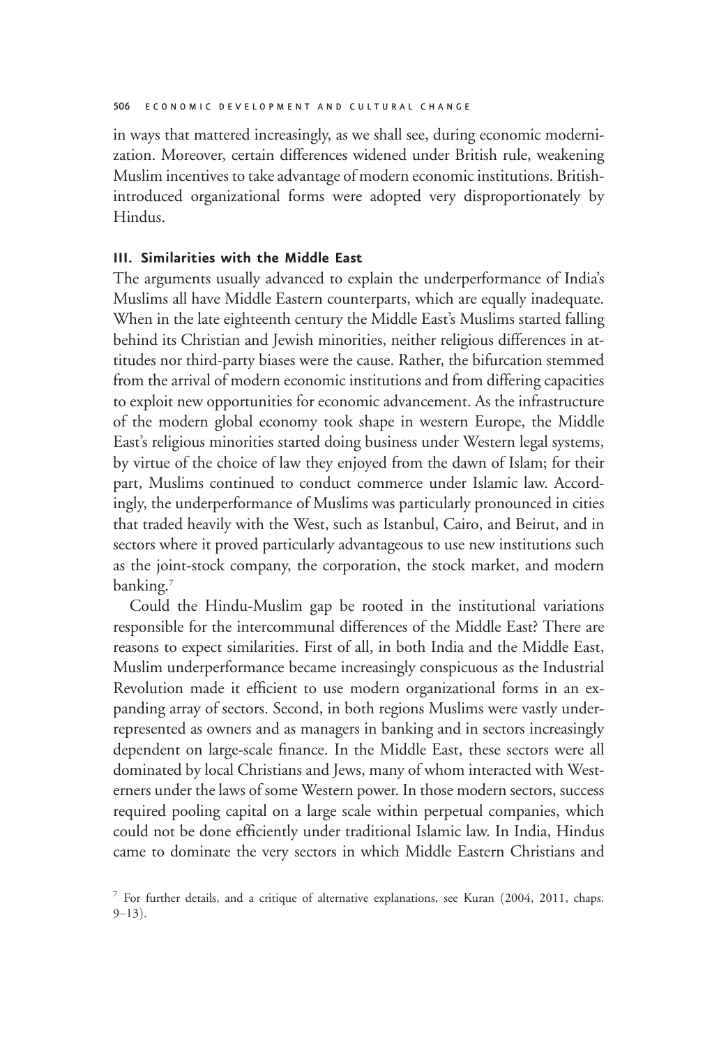in ways that mattered increasingly, as we shall see, during economic modernization. Moreover, certain differences widened under British rule, weakening Muslim incentives to take advantage of modern economic institutions. British-introduced organizational forms were adopted very disproportionately by Hindus.

### III. Similarities with the Middle East

The arguments usually advanced to explain the underperformance of India's Muslims all have Middle Eastern counterparts, which are equally inadequate. When in the late eighteenth century the Middle East's Muslims started falling behind its Christian and Jewish minorities, neither religious differences in attitudes nor third-party biases were the cause. Rather, the bifurcation stemmed from the arrival of modern economic institutions and from differing capacities to exploit new opportunities for economic advancement. As the infrastructure of the modern global economy took shape in western Europe, the Middle East's religious minorities started doing business under Western legal systems, by virtue of the choice of law they enjoyed from the dawn of Islam; for their part, Muslims continued to conduct commerce under Islamic law. Accordingly, the underperformance of Muslims was particularly pronounced in cities that traded heavily with the West, such as Istanbul, Cairo, and Beirut, and in sectors where it proved particularly advantageous to use new institutions such as the joint-stock company, the corporation, the stock market, and modern banking.[7]

Could the Hindu-Muslim gap be rooted in the institutional variations responsible for the intercommunal differences of the Middle East? There are reasons to expect similarities. First of all, in both India and the Middle East, Muslim underperformance became increasingly conspicuous as the Industrial Revolution made it efficient to use modern organizational forms in an expanding array of sectors. Second, in both regions Muslims were vastly underrepresented as owners and as managers in banking and in sectors increasingly dependent on large-scale finance. In the Middle East, these sectors were all dominated by local Christians and Jews, many of whom interacted with Westerners under the laws of some Western power. In those modern sectors, success required pooling capital on a large scale within perpetual companies, which could not be done efficiently under traditional Islamic law. In India, Hindus came to dominate the very sectors in which Middle Eastern Christians and

[7] For further details, and a critique of alternative explanations, see Kuran (2004, 2011, chaps. 9–13).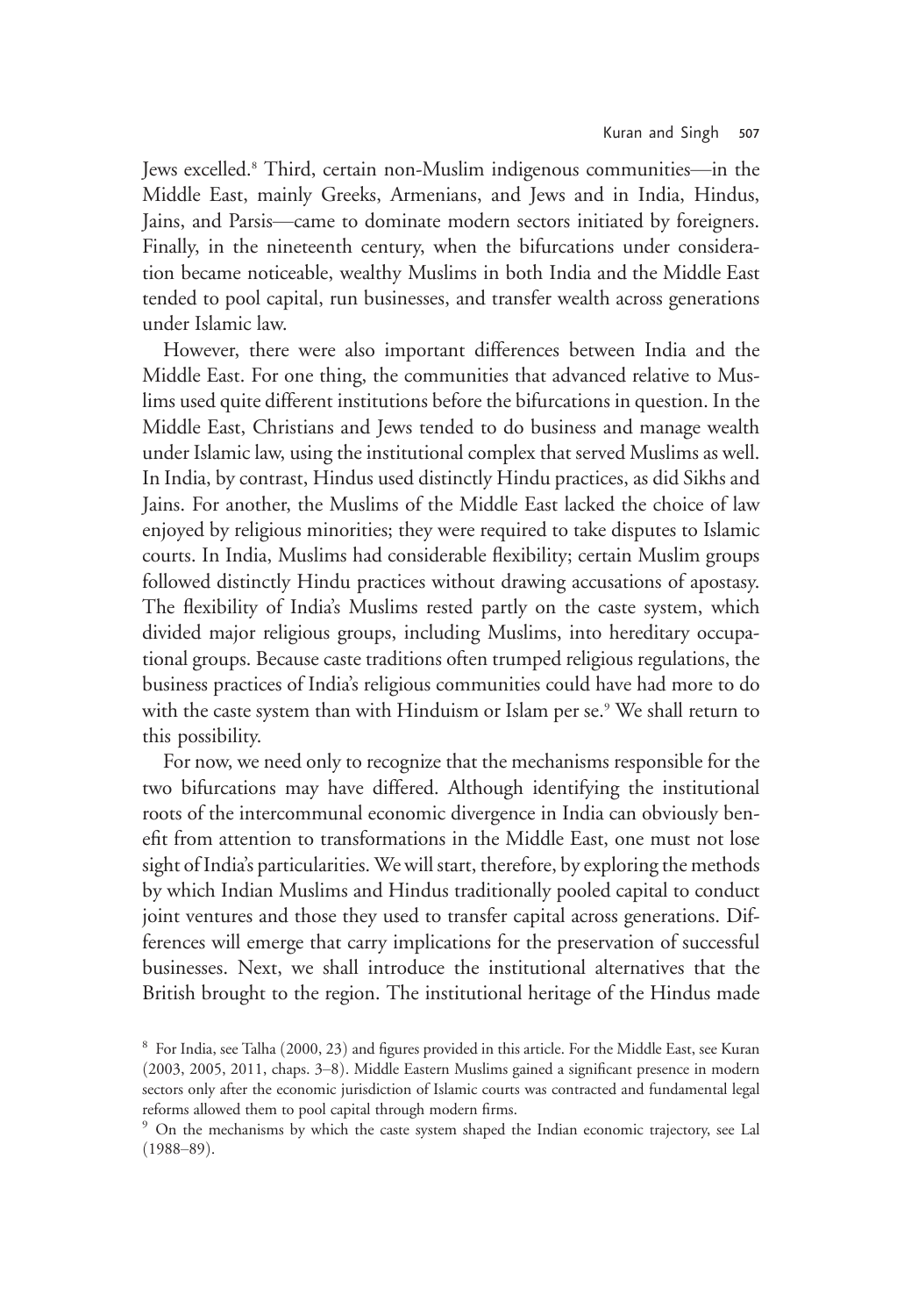Jews excelled.[8] Third, certain non-Muslim indigenous communities—in the Middle East, mainly Greeks, Armenians, and Jews and in India, Hindus, Jains, and Parsis—came to dominate modern sectors initiated by foreigners. Finally, in the nineteenth century, when the bifurcations under consideration became noticeable, wealthy Muslims in both India and the Middle East tended to pool capital, run businesses, and transfer wealth across generations under Islamic law.

However, there were also important differences between India and the Middle East. For one thing, the communities that advanced relative to Muslims used quite different institutions before the bifurcations in question. In the Middle East, Christians and Jews tended to do business and manage wealth under Islamic law, using the institutional complex that served Muslims as well. In India, by contrast, Hindus used distinctly Hindu practices, as did Sikhs and Jains. For another, the Muslims of the Middle East lacked the choice of law enjoyed by religious minorities; they were required to take disputes to Islamic courts. In India, Muslims had considerable flexibility; certain Muslim groups followed distinctly Hindu practices without drawing accusations of apostasy. The flexibility of India's Muslims rested partly on the caste system, which divided major religious groups, including Muslims, into hereditary occupational groups. Because caste traditions often trumped religious regulations, the business practices of India's religious communities could have had more to do with the caste system than with Hinduism or Islam per se.[9] We shall return to this possibility.

For now, we need only to recognize that the mechanisms responsible for the two bifurcations may have differed. Although identifying the institutional roots of the intercommunal economic divergence in India can obviously benefit from attention to transformations in the Middle East, one must not lose sight of India's particularities. We will start, therefore, by exploring the methods by which Indian Muslims and Hindus traditionally pooled capital to conduct joint ventures and those they used to transfer capital across generations. Differences will emerge that carry implications for the preservation of successful businesses. Next, we shall introduce the institutional alternatives that the British brought to the region. The institutional heritage of the Hindus made

[8] For India, see Talha (2000, 23) and figures provided in this article. For the Middle East, see Kuran (2003, 2005, 2011, chaps. 3–8). Middle Eastern Muslims gained a significant presence in modern sectors only after the economic jurisdiction of Islamic courts was contracted and fundamental legal reforms allowed them to pool capital through modern firms.

[9] On the mechanisms by which the caste system shaped the Indian economic trajectory, see Lal (1988–89).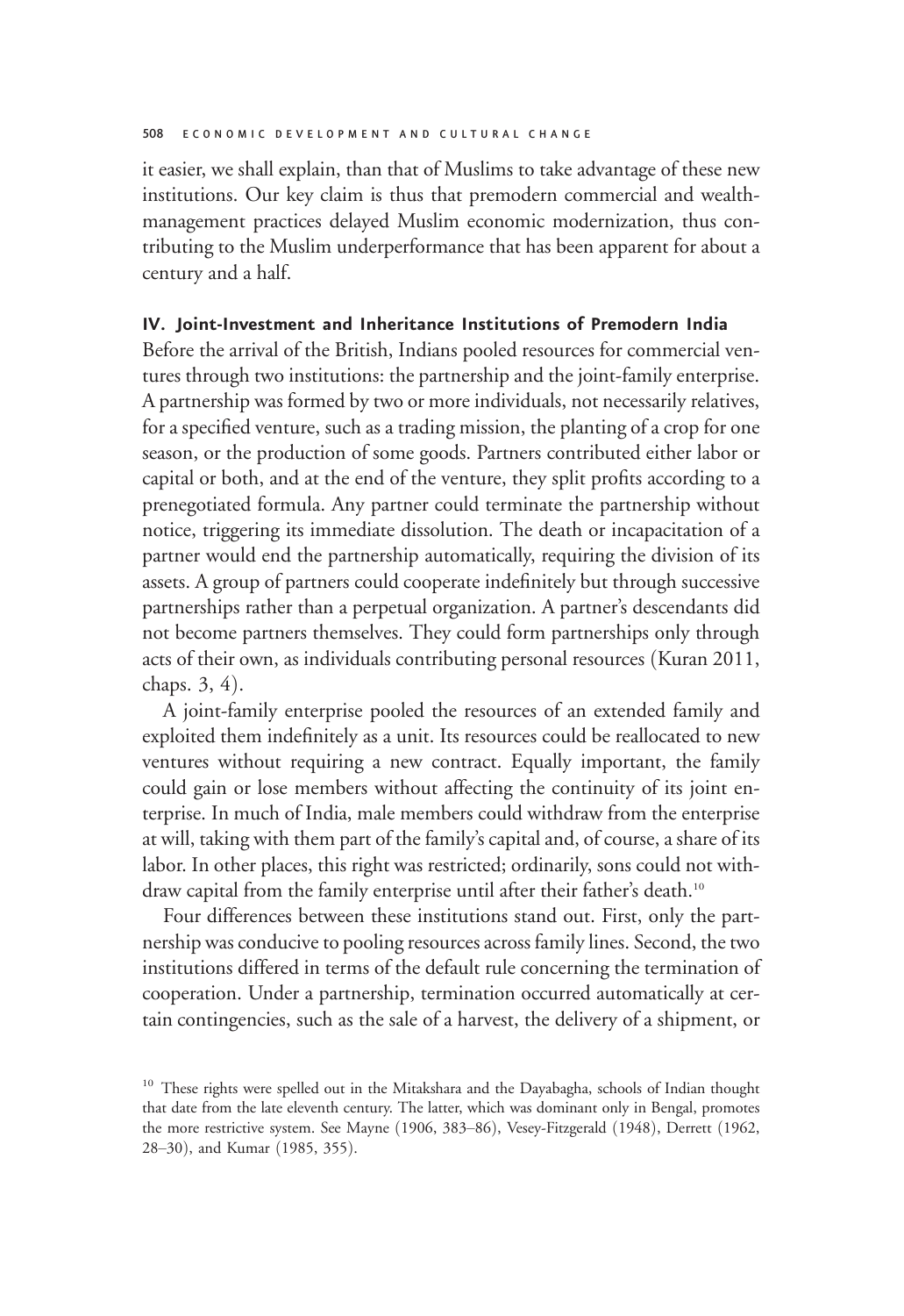it easier, we shall explain, than that of Muslims to take advantage of these new institutions. Our key claim is thus that premodern commercial and wealth-management practices delayed Muslim economic modernization, thus contributing to the Muslim underperformance that has been apparent for about a century and a half.

## IV. Joint-Investment and Inheritance Institutions of Premodern India

Before the arrival of the British, Indians pooled resources for commercial ventures through two institutions: the partnership and the joint-family enterprise. A partnership was formed by two or more individuals, not necessarily relatives, for a specified venture, such as a trading mission, the planting of a crop for one season, or the production of some goods. Partners contributed either labor or capital or both, and at the end of the venture, they split profits according to a prenegotiated formula. Any partner could terminate the partnership without notice, triggering its immediate dissolution. The death or incapacitation of a partner would end the partnership automatically, requiring the division of its assets. A group of partners could cooperate indefinitely but through successive partnerships rather than a perpetual organization. A partner's descendants did not become partners themselves. They could form partnerships only through acts of their own, as individuals contributing personal resources (Kuran 2011, chaps. 3, 4).

A joint-family enterprise pooled the resources of an extended family and exploited them indefinitely as a unit. Its resources could be reallocated to new ventures without requiring a new contract. Equally important, the family could gain or lose members without affecting the continuity of its joint enterprise. In much of India, male members could withdraw from the enterprise at will, taking with them part of the family's capital and, of course, a share of its labor. In other places, this right was restricted; ordinarily, sons could not withdraw capital from the family enterprise until after their father's death.[10]

Four differences between these institutions stand out. First, only the partnership was conducive to pooling resources across family lines. Second, the two institutions differed in terms of the default rule concerning the termination of cooperation. Under a partnership, termination occurred automatically at certain contingencies, such as the sale of a harvest, the delivery of a shipment, or

[10] These rights were spelled out in the Mitakshara and the Dayabagha, schools of Indian thought that date from the late eleventh century. The latter, which was dominant only in Bengal, promotes the more restrictive system. See Mayne (1906, 383–86), Vesey-Fitzgerald (1948), Derrett (1962, 28–30), and Kumar (1985, 355).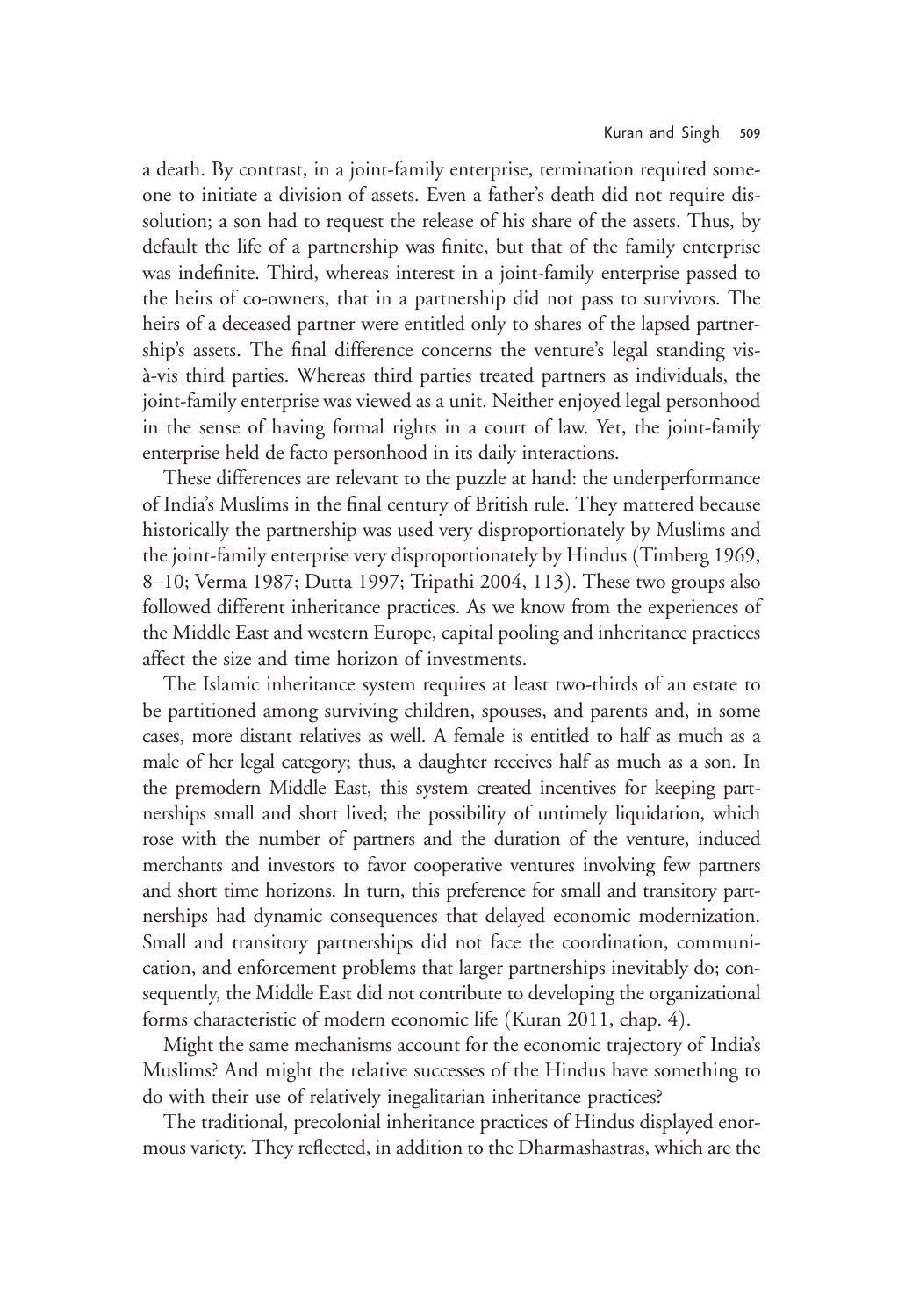a death. By contrast, in a joint-family enterprise, termination required someone to initiate a division of assets. Even a father's death did not require dissolution; a son had to request the release of his share of the assets. Thus, by default the life of a partnership was finite, but that of the family enterprise was indefinite. Third, whereas interest in a joint-family enterprise passed to the heirs of co-owners, that in a partnership did not pass to survivors. The heirs of a deceased partner were entitled only to shares of the lapsed partnership's assets. The final difference concerns the venture's legal standing vis-à-vis third parties. Whereas third parties treated partners as individuals, the joint-family enterprise was viewed as a unit. Neither enjoyed legal personhood in the sense of having formal rights in a court of law. Yet, the joint-family enterprise held de facto personhood in its daily interactions.

These differences are relevant to the puzzle at hand: the underperformance of India's Muslims in the final century of British rule. They mattered because historically the partnership was used very disproportionately by Muslims and the joint-family enterprise very disproportionately by Hindus (Timberg 1969, 8–10; Verma 1987; Dutta 1997; Tripathi 2004, 113). These two groups also followed different inheritance practices. As we know from the experiences of the Middle East and western Europe, capital pooling and inheritance practices affect the size and time horizon of investments.

The Islamic inheritance system requires at least two-thirds of an estate to be partitioned among surviving children, spouses, and parents and, in some cases, more distant relatives as well. A female is entitled to half as much as a male of her legal category; thus, a daughter receives half as much as a son. In the premodern Middle East, this system created incentives for keeping partnerships small and short lived; the possibility of untimely liquidation, which rose with the number of partners and the duration of the venture, induced merchants and investors to favor cooperative ventures involving few partners and short time horizons. In turn, this preference for small and transitory partnerships had dynamic consequences that delayed economic modernization. Small and transitory partnerships did not face the coordination, communication, and enforcement problems that larger partnerships inevitably do; consequently, the Middle East did not contribute to developing the organizational forms characteristic of modern economic life (Kuran 2011, chap. 4).

Might the same mechanisms account for the economic trajectory of India's Muslims? And might the relative successes of the Hindus have something to do with their use of relatively inegalitarian inheritance practices?

The traditional, precolonial inheritance practices of Hindus displayed enormous variety. They reflected, in addition to the Dharmashastras, which are the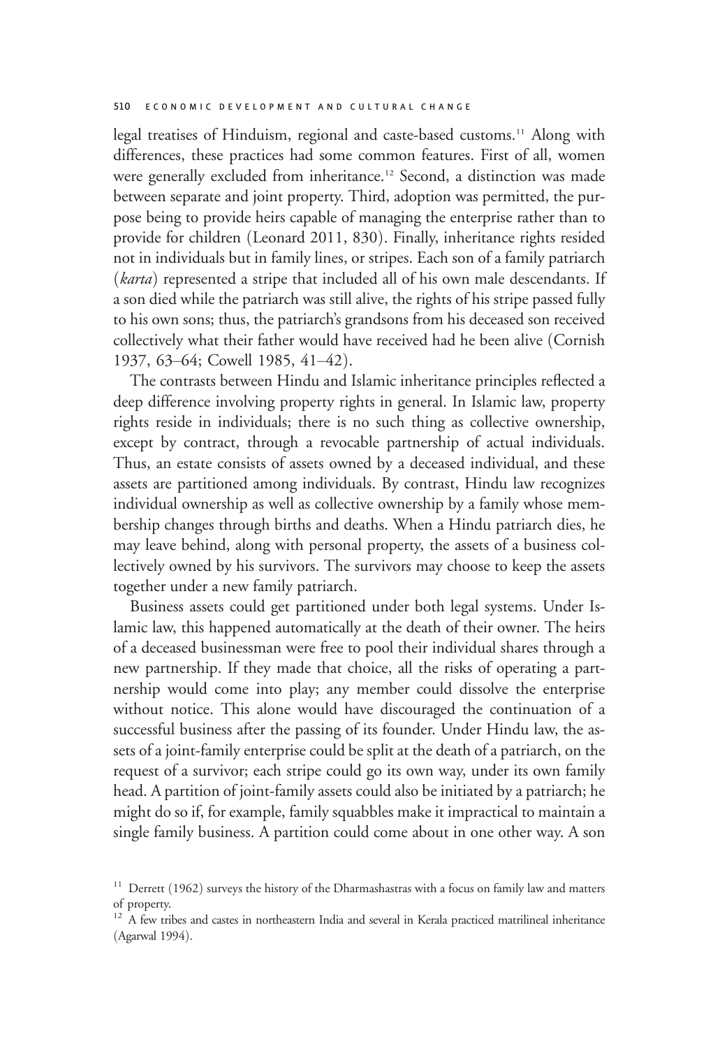legal treatises of Hinduism, regional and caste-based customs.[11] Along with differences, these practices had some common features. First of all, women were generally excluded from inheritance.[12] Second, a distinction was made between separate and joint property. Third, adoption was permitted, the purpose being to provide heirs capable of managing the enterprise rather than to provide for children (Leonard 2011, 830). Finally, inheritance rights resided not in individuals but in family lines, or stripes. Each son of a family patriarch (*karta*) represented a stripe that included all of his own male descendants. If a son died while the patriarch was still alive, the rights of his stripe passed fully to his own sons; thus, the patriarch's grandsons from his deceased son received collectively what their father would have received had he been alive (Cornish 1937, 63–64; Cowell 1985, 41–42).

The contrasts between Hindu and Islamic inheritance principles reflected a deep difference involving property rights in general. In Islamic law, property rights reside in individuals; there is no such thing as collective ownership, except by contract, through a revocable partnership of actual individuals. Thus, an estate consists of assets owned by a deceased individual, and these assets are partitioned among individuals. By contrast, Hindu law recognizes individual ownership as well as collective ownership by a family whose membership changes through births and deaths. When a Hindu patriarch dies, he may leave behind, along with personal property, the assets of a business collectively owned by his survivors. The survivors may choose to keep the assets together under a new family patriarch.

Business assets could get partitioned under both legal systems. Under Islamic law, this happened automatically at the death of their owner. The heirs of a deceased businessman were free to pool their individual shares through a new partnership. If they made that choice, all the risks of operating a partnership would come into play; any member could dissolve the enterprise without notice. This alone would have discouraged the continuation of a successful business after the passing of its founder. Under Hindu law, the assets of a joint-family enterprise could be split at the death of a patriarch, on the request of a survivor; each stripe could go its own way, under its own family head. A partition of joint-family assets could also be initiated by a patriarch; he might do so if, for example, family squabbles make it impractical to maintain a single family business. A partition could come about in one other way. A son

[11] Derrett (1962) surveys the history of the Dharmashastras with a focus on family law and matters of property.

[12] A few tribes and castes in northeastern India and several in Kerala practiced matrilineal inheritance (Agarwal 1994).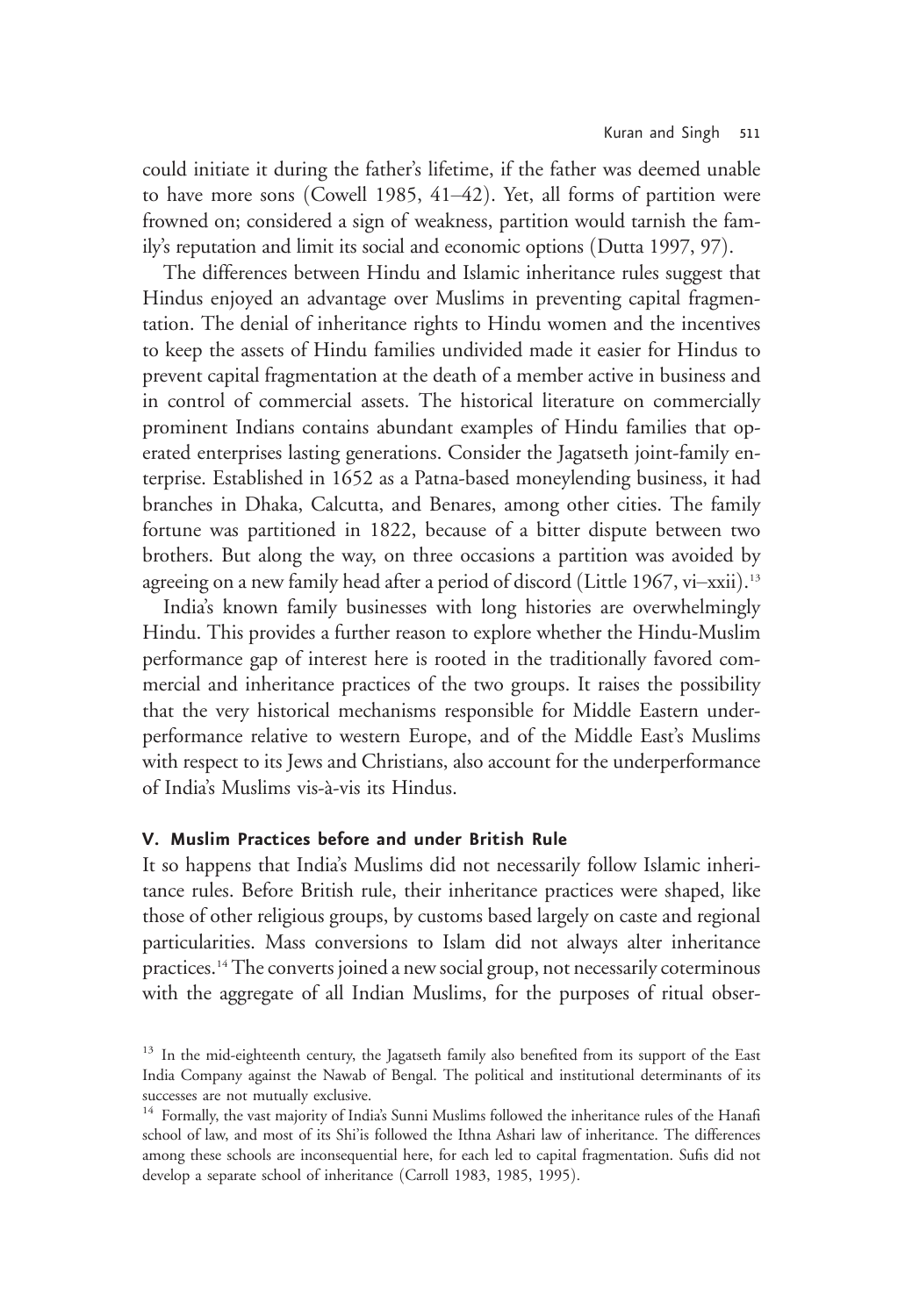could initiate it during the father's lifetime, if the father was deemed unable to have more sons (Cowell 1985, 41–42). Yet, all forms of partition were frowned on; considered a sign of weakness, partition would tarnish the family's reputation and limit its social and economic options (Dutta 1997, 97).

The differences between Hindu and Islamic inheritance rules suggest that Hindus enjoyed an advantage over Muslims in preventing capital fragmentation. The denial of inheritance rights to Hindu women and the incentives to keep the assets of Hindu families undivided made it easier for Hindus to prevent capital fragmentation at the death of a member active in business and in control of commercial assets. The historical literature on commercially prominent Indians contains abundant examples of Hindu families that operated enterprises lasting generations. Consider the Jagatseth joint-family enterprise. Established in 1652 as a Patna-based moneylending business, it had branches in Dhaka, Calcutta, and Benares, among other cities. The family fortune was partitioned in 1822, because of a bitter dispute between two brothers. But along the way, on three occasions a partition was avoided by agreeing on a new family head after a period of discord (Little 1967, vi–xxii).[13]

India's known family businesses with long histories are overwhelmingly Hindu. This provides a further reason to explore whether the Hindu-Muslim performance gap of interest here is rooted in the traditionally favored commercial and inheritance practices of the two groups. It raises the possibility that the very historical mechanisms responsible for Middle Eastern underperformance relative to western Europe, and of the Middle East's Muslims with respect to its Jews and Christians, also account for the underperformance of India's Muslims vis-à-vis its Hindus.

## V. Muslim Practices before and under British Rule

It so happens that India's Muslims did not necessarily follow Islamic inheritance rules. Before British rule, their inheritance practices were shaped, like those of other religious groups, by customs based largely on caste and regional particularities. Mass conversions to Islam did not always alter inheritance practices.[14] The converts joined a new social group, not necessarily coterminous with the aggregate of all Indian Muslims, for the purposes of ritual obser-

[13] In the mid-eighteenth century, the Jagatseth family also benefited from its support of the East India Company against the Nawab of Bengal. The political and institutional determinants of its successes are not mutually exclusive.

[14] Formally, the vast majority of India's Sunni Muslims followed the inheritance rules of the Hanafi school of law, and most of its Shi'is followed the Ithna Ashari law of inheritance. The differences among these schools are inconsequential here, for each led to capital fragmentation. Sufis did not develop a separate school of inheritance (Carroll 1983, 1985, 1995).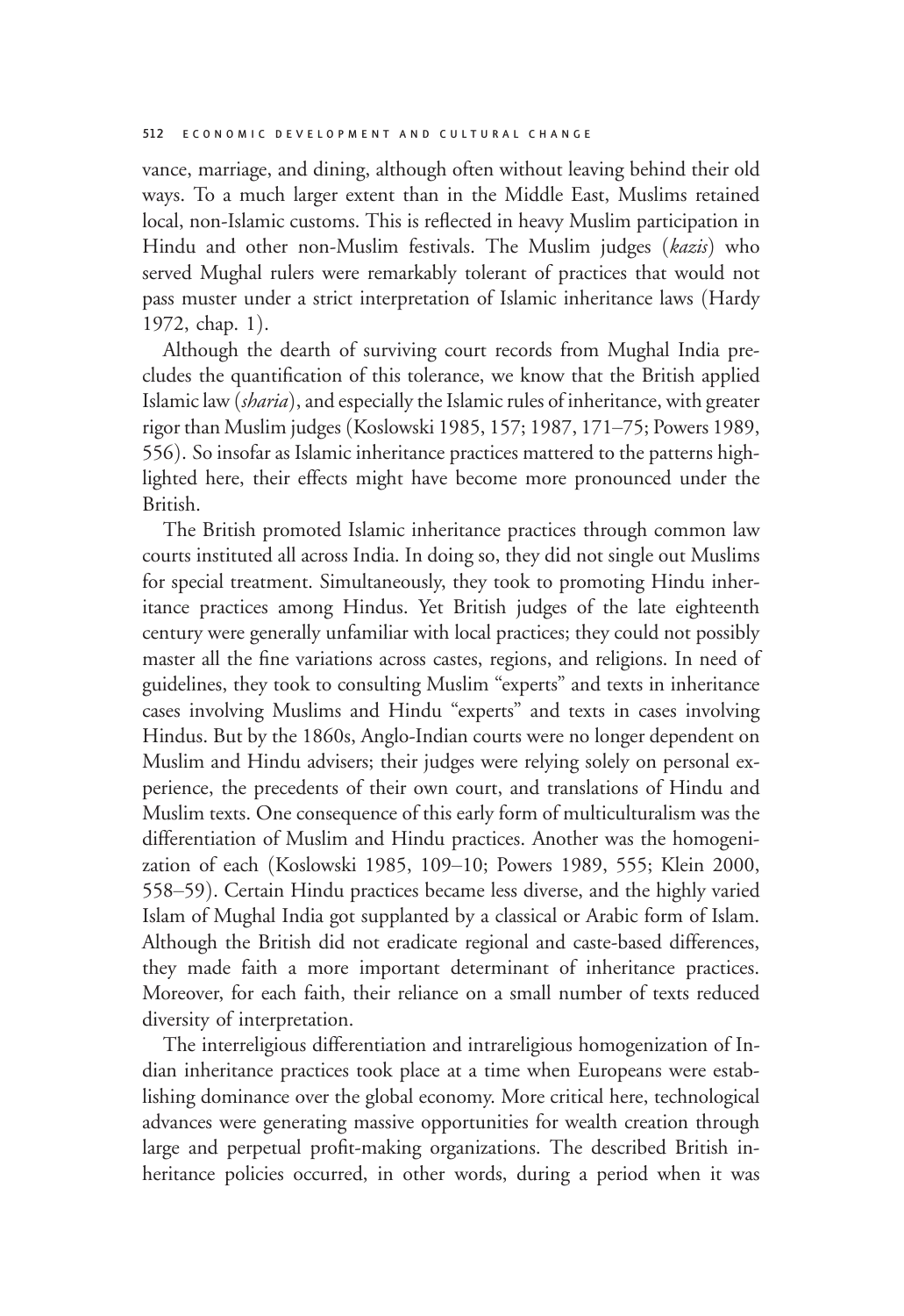vance, marriage, and dining, although often without leaving behind their old ways. To a much larger extent than in the Middle East, Muslims retained local, non-Islamic customs. This is reflected in heavy Muslim participation in Hindu and other non-Muslim festivals. The Muslim judges (*kazis*) who served Mughal rulers were remarkably tolerant of practices that would not pass muster under a strict interpretation of Islamic inheritance laws (Hardy 1972, chap. 1).

Although the dearth of surviving court records from Mughal India precludes the quantification of this tolerance, we know that the British applied Islamic law (*sharia*), and especially the Islamic rules of inheritance, with greater rigor than Muslim judges (Koslowski 1985, 157; 1987, 171–75; Powers 1989, 556). So insofar as Islamic inheritance practices mattered to the patterns highlighted here, their effects might have become more pronounced under the British.

The British promoted Islamic inheritance practices through common law courts instituted all across India. In doing so, they did not single out Muslims for special treatment. Simultaneously, they took to promoting Hindu inheritance practices among Hindus. Yet British judges of the late eighteenth century were generally unfamiliar with local practices; they could not possibly master all the fine variations across castes, regions, and religions. In need of guidelines, they took to consulting Muslim "experts" and texts in inheritance cases involving Muslims and Hindu "experts" and texts in cases involving Hindus. But by the 1860s, Anglo-Indian courts were no longer dependent on Muslim and Hindu advisers; their judges were relying solely on personal experience, the precedents of their own court, and translations of Hindu and Muslim texts. One consequence of this early form of multiculturalism was the differentiation of Muslim and Hindu practices. Another was the homogenization of each (Koslowski 1985, 109–10; Powers 1989, 555; Klein 2000, 558–59). Certain Hindu practices became less diverse, and the highly varied Islam of Mughal India got supplanted by a classical or Arabic form of Islam. Although the British did not eradicate regional and caste-based differences, they made faith a more important determinant of inheritance practices. Moreover, for each faith, their reliance on a small number of texts reduced diversity of interpretation.

The interreligious differentiation and intrareligious homogenization of Indian inheritance practices took place at a time when Europeans were establishing dominance over the global economy. More critical here, technological advances were generating massive opportunities for wealth creation through large and perpetual profit-making organizations. The described British inheritance policies occurred, in other words, during a period when it was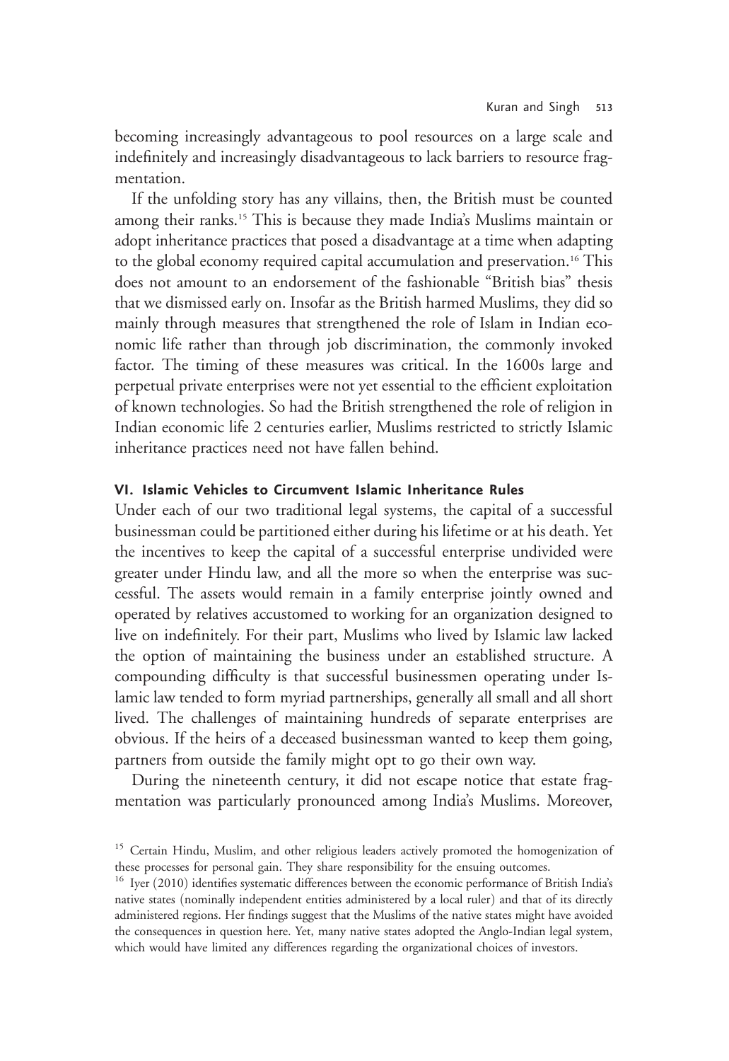becoming increasingly advantageous to pool resources on a large scale and indefinitely and increasingly disadvantageous to lack barriers to resource fragmentation.

If the unfolding story has any villains, then, the British must be counted among their ranks.[15] This is because they made India's Muslims maintain or adopt inheritance practices that posed a disadvantage at a time when adapting to the global economy required capital accumulation and preservation.[16] This does not amount to an endorsement of the fashionable "British bias" thesis that we dismissed early on. Insofar as the British harmed Muslims, they did so mainly through measures that strengthened the role of Islam in Indian economic life rather than through job discrimination, the commonly invoked factor. The timing of these measures was critical. In the 1600s large and perpetual private enterprises were not yet essential to the efficient exploitation of known technologies. So had the British strengthened the role of religion in Indian economic life 2 centuries earlier, Muslims restricted to strictly Islamic inheritance practices need not have fallen behind.

## VI. Islamic Vehicles to Circumvent Islamic Inheritance Rules

Under each of our two traditional legal systems, the capital of a successful businessman could be partitioned either during his lifetime or at his death. Yet the incentives to keep the capital of a successful enterprise undivided were greater under Hindu law, and all the more so when the enterprise was successful. The assets would remain in a family enterprise jointly owned and operated by relatives accustomed to working for an organization designed to live on indefinitely. For their part, Muslims who lived by Islamic law lacked the option of maintaining the business under an established structure. A compounding difficulty is that successful businessmen operating under Islamic law tended to form myriad partnerships, generally all small and all short lived. The challenges of maintaining hundreds of separate enterprises are obvious. If the heirs of a deceased businessman wanted to keep them going, partners from outside the family might opt to go their own way.

During the nineteenth century, it did not escape notice that estate fragmentation was particularly pronounced among India's Muslims. Moreover,

[15] Certain Hindu, Muslim, and other religious leaders actively promoted the homogenization of these processes for personal gain. They share responsibility for the ensuing outcomes.

[16] Iyer (2010) identifies systematic differences between the economic performance of British India's native states (nominally independent entities administered by a local ruler) and that of its directly administered regions. Her findings suggest that the Muslims of the native states might have avoided the consequences in question here. Yet, many native states adopted the Anglo-Indian legal system, which would have limited any differences regarding the organizational choices of investors.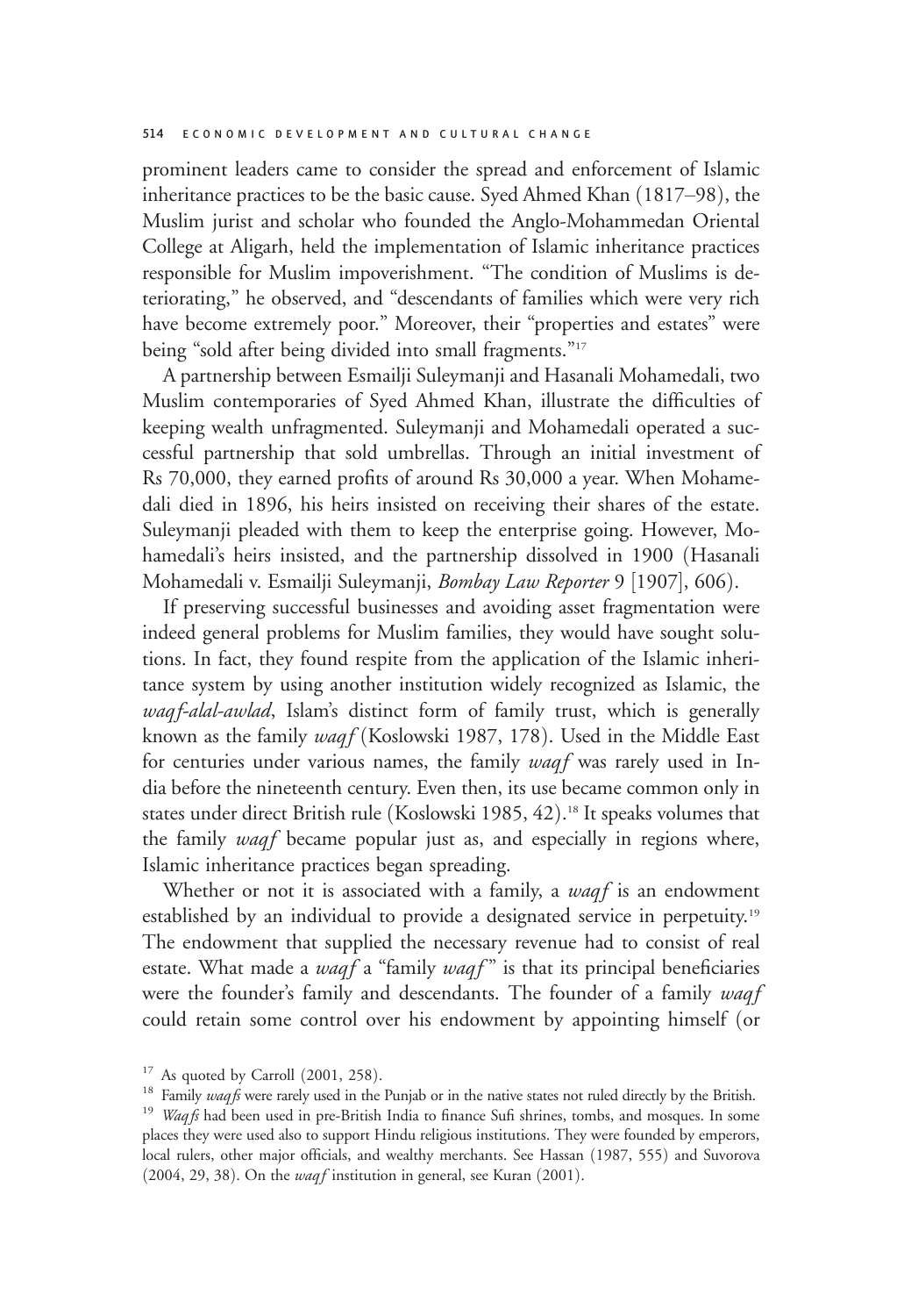prominent leaders came to consider the spread and enforcement of Islamic inheritance practices to be the basic cause. Syed Ahmed Khan (1817–98), the Muslim jurist and scholar who founded the Anglo-Mohammedan Oriental College at Aligarh, held the implementation of Islamic inheritance practices responsible for Muslim impoverishment. "The condition of Muslims is deteriorating," he observed, and "descendants of families which were very rich have become extremely poor." Moreover, their "properties and estates" were being "sold after being divided into small fragments."[17]

A partnership between Esmailji Suleymanji and Hasanali Mohamedali, two Muslim contemporaries of Syed Ahmed Khan, illustrate the difficulties of keeping wealth unfragmented. Suleymanji and Mohamedali operated a successful partnership that sold umbrellas. Through an initial investment of Rs 70,000, they earned profits of around Rs 30,000 a year. When Mohamedali died in 1896, his heirs insisted on receiving their shares of the estate. Suleymanji pleaded with them to keep the enterprise going. However, Mohamedali's heirs insisted, and the partnership dissolved in 1900 (Hasanali Mohamedali v. Esmailji Suleymanji, *Bombay Law Reporter* 9 [1907], 606).

If preserving successful businesses and avoiding asset fragmentation were indeed general problems for Muslim families, they would have sought solutions. In fact, they found respite from the application of the Islamic inheritance system by using another institution widely recognized as Islamic, the *waqf-alal-awlad*, Islam's distinct form of family trust, which is generally known as the family *waqf* (Koslowski 1987, 178). Used in the Middle East for centuries under various names, the family *waqf* was rarely used in India before the nineteenth century. Even then, its use became common only in states under direct British rule (Koslowski 1985, 42).[18] It speaks volumes that the family *waqf* became popular just as, and especially in regions where, Islamic inheritance practices began spreading.

Whether or not it is associated with a family, a *waqf* is an endowment established by an individual to provide a designated service in perpetuity.[19] The endowment that supplied the necessary revenue had to consist of real estate. What made a *waqf* a "family *waqf*" is that its principal beneficiaries were the founder's family and descendants. The founder of a family *waqf* could retain some control over his endowment by appointing himself (or

[17] As quoted by Carroll (2001, 258).

[18] Family *waqfs* were rarely used in the Punjab or in the native states not ruled directly by the British.

[19] *Waqfs* had been used in pre-British India to finance Sufi shrines, tombs, and mosques. In some places they were used also to support Hindu religious institutions. They were founded by emperors, local rulers, other major officials, and wealthy merchants. See Hassan (1987, 555) and Suvorova (2004, 29, 38). On the *waqf* institution in general, see Kuran (2001).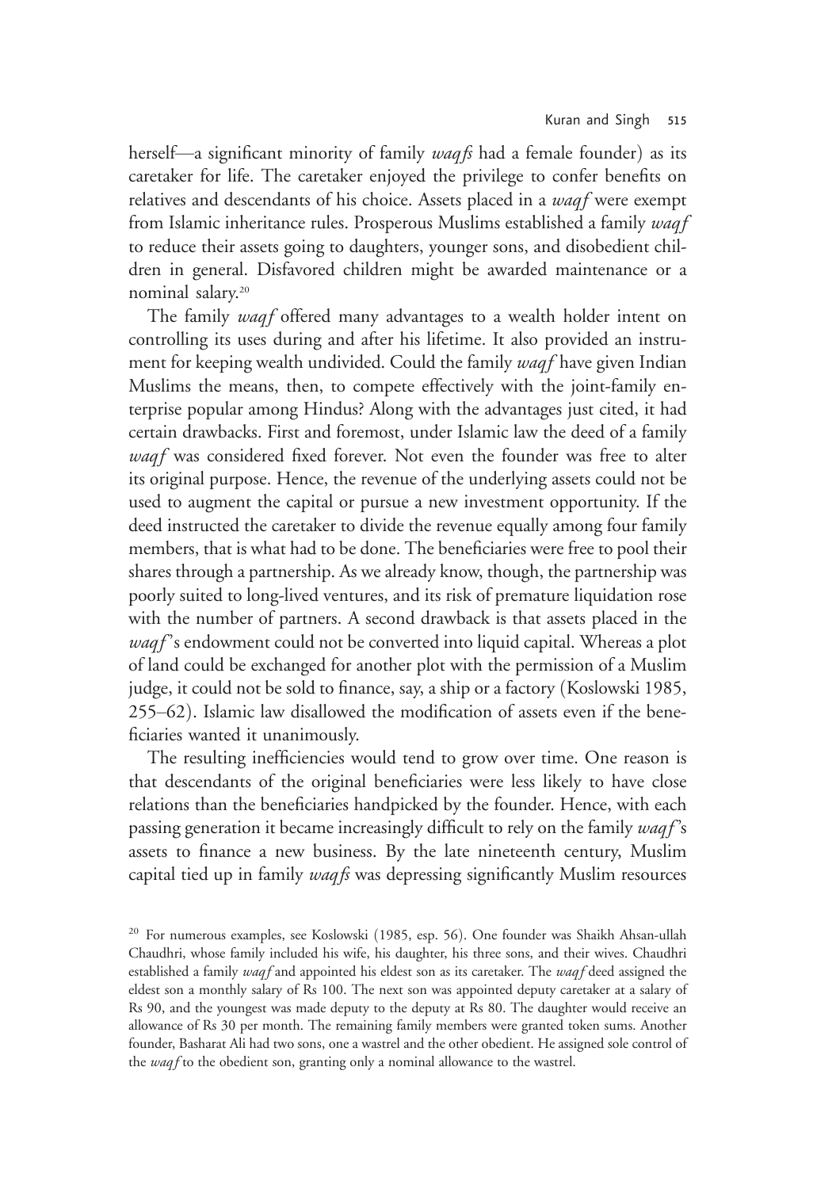herself—a significant minority of family *waqfs* had a female founder) as its caretaker for life. The caretaker enjoyed the privilege to confer benefits on relatives and descendants of his choice. Assets placed in a *waqf* were exempt from Islamic inheritance rules. Prosperous Muslims established a family *waqf* to reduce their assets going to daughters, younger sons, and disobedient children in general. Disfavored children might be awarded maintenance or a nominal salary.[20]

The family *waqf* offered many advantages to a wealth holder intent on controlling its uses during and after his lifetime. It also provided an instrument for keeping wealth undivided. Could the family *waqf* have given Indian Muslims the means, then, to compete effectively with the joint-family enterprise popular among Hindus? Along with the advantages just cited, it had certain drawbacks. First and foremost, under Islamic law the deed of a family *waqf* was considered fixed forever. Not even the founder was free to alter its original purpose. Hence, the revenue of the underlying assets could not be used to augment the capital or pursue a new investment opportunity. If the deed instructed the caretaker to divide the revenue equally among four family members, that is what had to be done. The beneficiaries were free to pool their shares through a partnership. As we already know, though, the partnership was poorly suited to long-lived ventures, and its risk of premature liquidation rose with the number of partners. A second drawback is that assets placed in the *waqf*'s endowment could not be converted into liquid capital. Whereas a plot of land could be exchanged for another plot with the permission of a Muslim judge, it could not be sold to finance, say, a ship or a factory (Koslowski 1985, 255–62). Islamic law disallowed the modification of assets even if the beneficiaries wanted it unanimously.

The resulting inefficiencies would tend to grow over time. One reason is that descendants of the original beneficiaries were less likely to have close relations than the beneficiaries handpicked by the founder. Hence, with each passing generation it became increasingly difficult to rely on the family *waqf*'s assets to finance a new business. By the late nineteenth century, Muslim capital tied up in family *waqfs* was depressing significantly Muslim resources

[20] For numerous examples, see Koslowski (1985, esp. 56). One founder was Shaikh Ahsan-ullah Chaudhri, whose family included his wife, his daughter, his three sons, and their wives. Chaudhri established a family *waqf* and appointed his eldest son as its caretaker. The *waqf* deed assigned the eldest son a monthly salary of Rs 100. The next son was appointed deputy caretaker at a salary of Rs 90, and the youngest was made deputy to the deputy at Rs 80. The daughter would receive an allowance of Rs 30 per month. The remaining family members were granted token sums. Another founder, Basharat Ali had two sons, one a wastrel and the other obedient. He assigned sole control of the *waqf* to the obedient son, granting only a nominal allowance to the wastrel.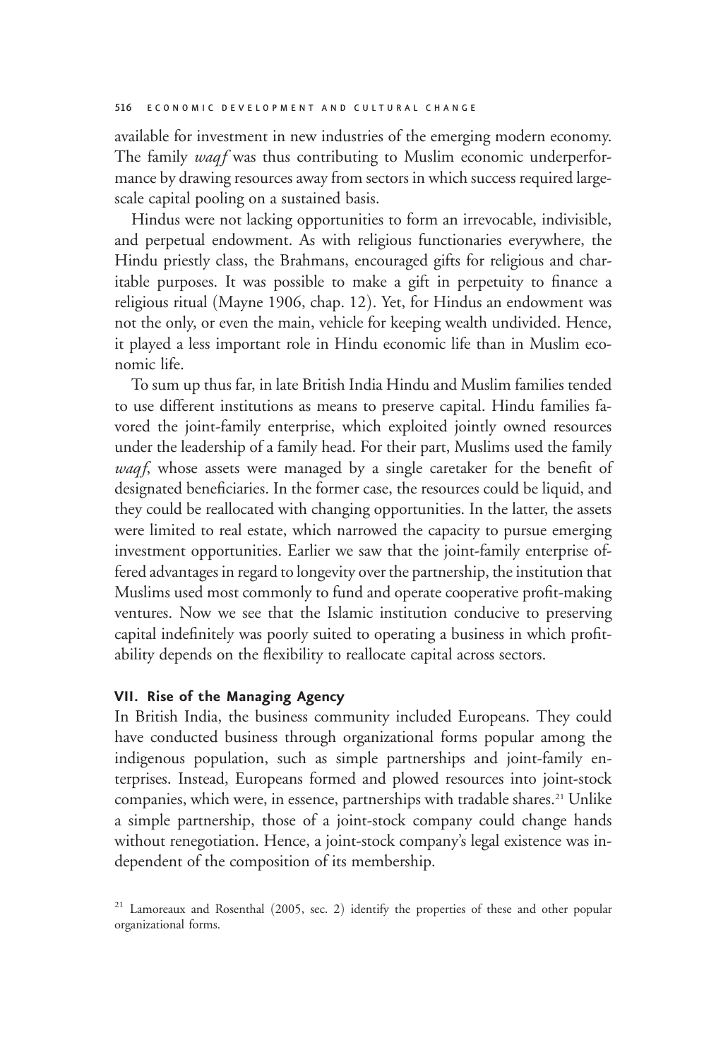available for investment in new industries of the emerging modern economy. The family *waqf* was thus contributing to Muslim economic underperformance by drawing resources away from sectors in which success required large-scale capital pooling on a sustained basis.

Hindus were not lacking opportunities to form an irrevocable, indivisible, and perpetual endowment. As with religious functionaries everywhere, the Hindu priestly class, the Brahmans, encouraged gifts for religious and charitable purposes. It was possible to make a gift in perpetuity to finance a religious ritual (Mayne 1906, chap. 12). Yet, for Hindus an endowment was not the only, or even the main, vehicle for keeping wealth undivided. Hence, it played a less important role in Hindu economic life than in Muslim economic life.

To sum up thus far, in late British India Hindu and Muslim families tended to use different institutions as means to preserve capital. Hindu families favored the joint-family enterprise, which exploited jointly owned resources under the leadership of a family head. For their part, Muslims used the family *waqf*, whose assets were managed by a single caretaker for the benefit of designated beneficiaries. In the former case, the resources could be liquid, and they could be reallocated with changing opportunities. In the latter, the assets were limited to real estate, which narrowed the capacity to pursue emerging investment opportunities. Earlier we saw that the joint-family enterprise offered advantages in regard to longevity over the partnership, the institution that Muslims used most commonly to fund and operate cooperative profit-making ventures. Now we see that the Islamic institution conducive to preserving capital indefinitely was poorly suited to operating a business in which profitability depends on the flexibility to reallocate capital across sectors.

## VII. Rise of the Managing Agency

In British India, the business community included Europeans. They could have conducted business through organizational forms popular among the indigenous population, such as simple partnerships and joint-family enterprises. Instead, Europeans formed and plowed resources into joint-stock companies, which were, in essence, partnerships with tradable shares.[21] Unlike a simple partnership, those of a joint-stock company could change hands without renegotiation. Hence, a joint-stock company's legal existence was independent of the composition of its membership.

[21] Lamoreaux and Rosenthal (2005, sec. 2) identify the properties of these and other popular organizational forms.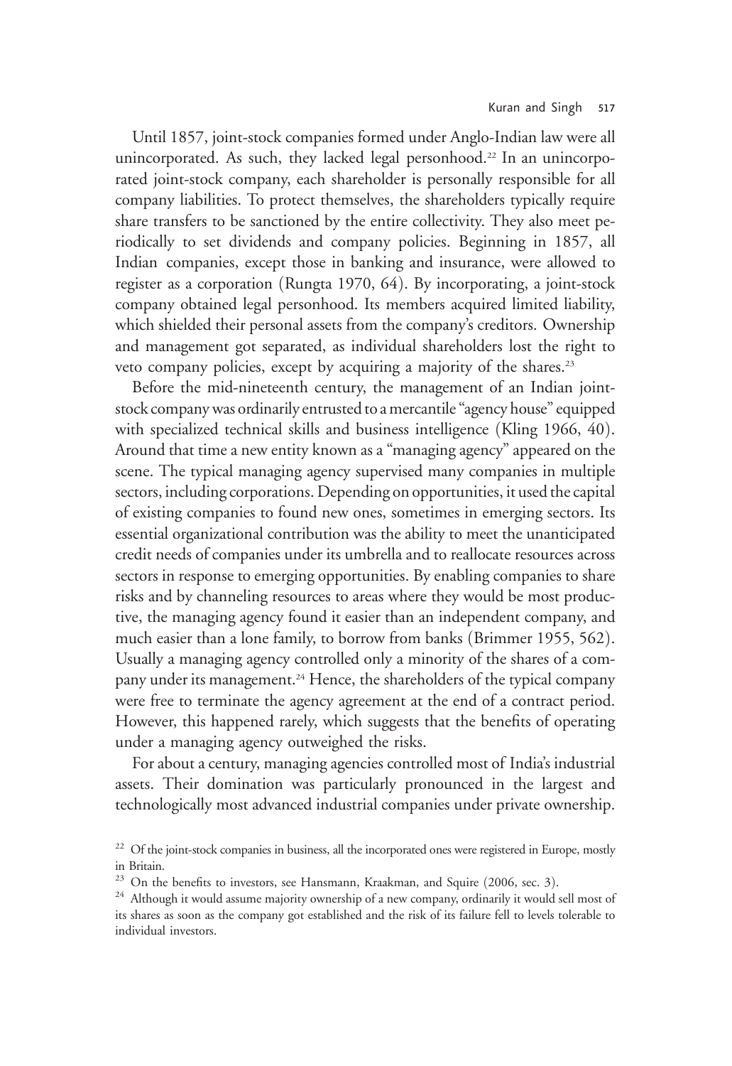Until 1857, joint-stock companies formed under Anglo-Indian law were all unincorporated. As such, they lacked legal personhood.[22] In an unincorporated joint-stock company, each shareholder is personally responsible for all company liabilities. To protect themselves, the shareholders typically require share transfers to be sanctioned by the entire collectivity. They also meet periodically to set dividends and company policies. Beginning in 1857, all Indian companies, except those in banking and insurance, were allowed to register as a corporation (Rungta 1970, 64). By incorporating, a joint-stock company obtained legal personhood. Its members acquired limited liability, which shielded their personal assets from the company's creditors. Ownership and management got separated, as individual shareholders lost the right to veto company policies, except by acquiring a majority of the shares.[23]

Before the mid-nineteenth century, the management of an Indian joint-stock company was ordinarily entrusted to a mercantile "agency house" equipped with specialized technical skills and business intelligence (Kling 1966, 40). Around that time a new entity known as a "managing agency" appeared on the scene. The typical managing agency supervised many companies in multiple sectors, including corporations. Depending on opportunities, it used the capital of existing companies to found new ones, sometimes in emerging sectors. Its essential organizational contribution was the ability to meet the unanticipated credit needs of companies under its umbrella and to reallocate resources across sectors in response to emerging opportunities. By enabling companies to share risks and by channeling resources to areas where they would be most productive, the managing agency found it easier than an independent company, and much easier than a lone family, to borrow from banks (Brimmer 1955, 562). Usually a managing agency controlled only a minority of the shares of a company under its management.[24] Hence, the shareholders of the typical company were free to terminate the agency agreement at the end of a contract period. However, this happened rarely, which suggests that the benefits of operating under a managing agency outweighed the risks.

For about a century, managing agencies controlled most of India's industrial assets. Their domination was particularly pronounced in the largest and technologically most advanced industrial companies under private ownership.

[22] Of the joint-stock companies in business, all the incorporated ones were registered in Europe, mostly in Britain.

[23] On the benefits to investors, see Hansmann, Kraakman, and Squire (2006, sec. 3).

[24] Although it would assume majority ownership of a new company, ordinarily it would sell most of its shares as soon as the company got established and the risk of its failure fell to levels tolerable to individual investors.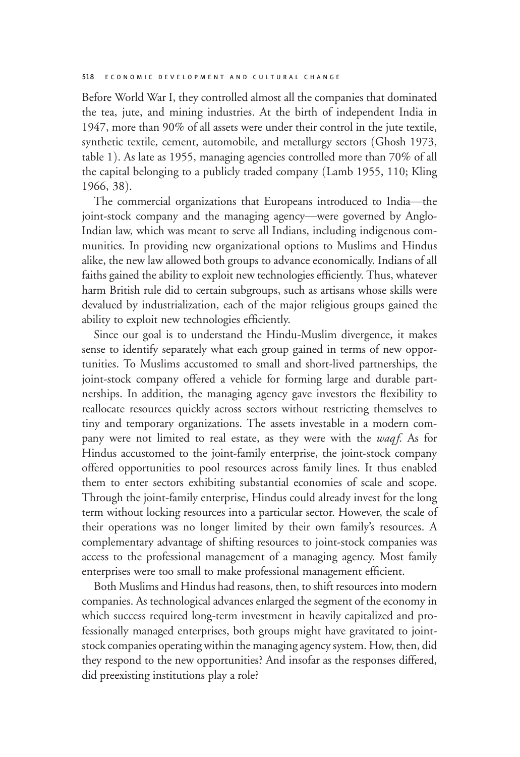Before World War I, they controlled almost all the companies that dominated the tea, jute, and mining industries. At the birth of independent India in 1947, more than 90% of all assets were under their control in the jute textile, synthetic textile, cement, automobile, and metallurgy sectors (Ghosh 1973, table 1). As late as 1955, managing agencies controlled more than 70% of all the capital belonging to a publicly traded company (Lamb 1955, 110; Kling 1966, 38).

The commercial organizations that Europeans introduced to India—the joint-stock company and the managing agency—were governed by Anglo-Indian law, which was meant to serve all Indians, including indigenous communities. In providing new organizational options to Muslims and Hindus alike, the new law allowed both groups to advance economically. Indians of all faiths gained the ability to exploit new technologies efficiently. Thus, whatever harm British rule did to certain subgroups, such as artisans whose skills were devalued by industrialization, each of the major religious groups gained the ability to exploit new technologies efficiently.

Since our goal is to understand the Hindu-Muslim divergence, it makes sense to identify separately what each group gained in terms of new opportunities. To Muslims accustomed to small and short-lived partnerships, the joint-stock company offered a vehicle for forming large and durable partnerships. In addition, the managing agency gave investors the flexibility to reallocate resources quickly across sectors without restricting themselves to tiny and temporary organizations. The assets investable in a modern company were not limited to real estate, as they were with the *waqf*. As for Hindus accustomed to the joint-family enterprise, the joint-stock company offered opportunities to pool resources across family lines. It thus enabled them to enter sectors exhibiting substantial economies of scale and scope. Through the joint-family enterprise, Hindus could already invest for the long term without locking resources into a particular sector. However, the scale of their operations was no longer limited by their own family's resources. A complementary advantage of shifting resources to joint-stock companies was access to the professional management of a managing agency. Most family enterprises were too small to make professional management efficient.

Both Muslims and Hindus had reasons, then, to shift resources into modern companies. As technological advances enlarged the segment of the economy in which success required long-term investment in heavily capitalized and professionally managed enterprises, both groups might have gravitated to joint-stock companies operating within the managing agency system. How, then, did they respond to the new opportunities? And insofar as the responses differed, did preexisting institutions play a role?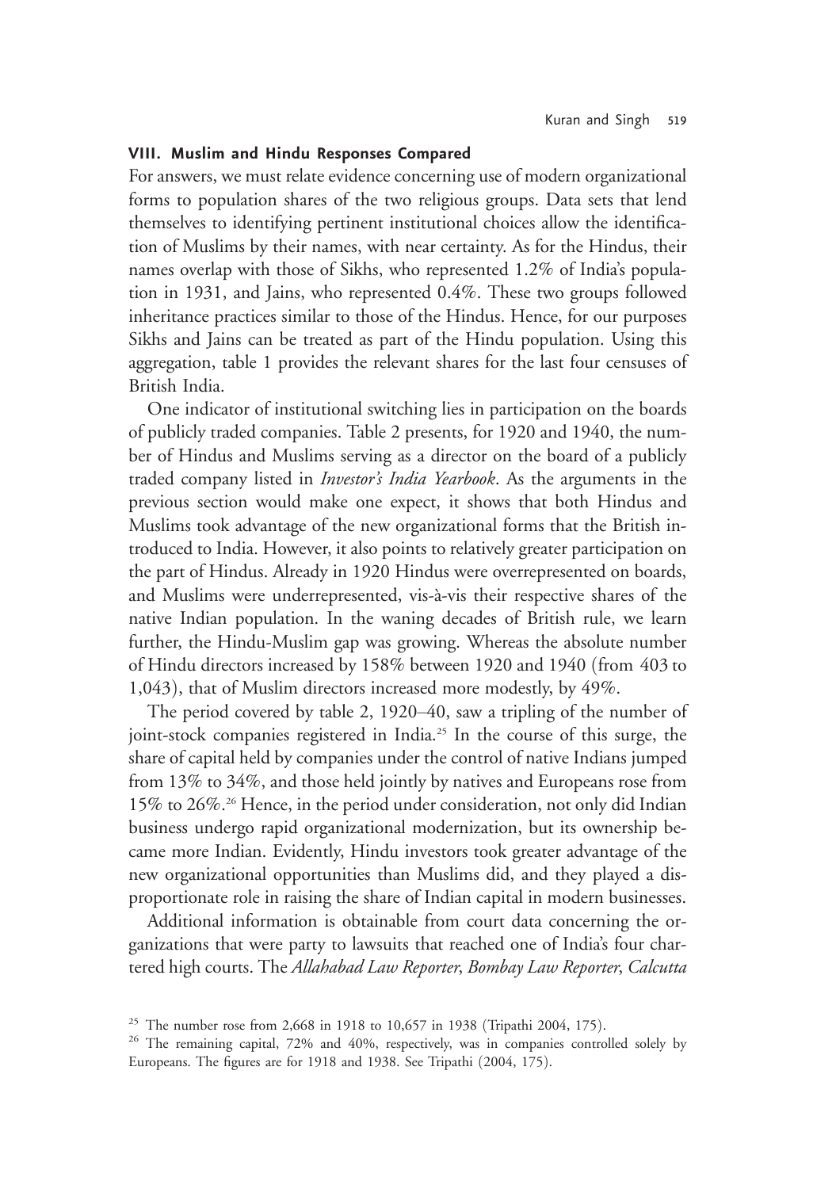### VIII. Muslim and Hindu Responses Compared

For answers, we must relate evidence concerning use of modern organizational forms to population shares of the two religious groups. Data sets that lend themselves to identifying pertinent institutional choices allow the identification of Muslims by their names, with near certainty. As for the Hindus, their names overlap with those of Sikhs, who represented 1.2% of India's population in 1931, and Jains, who represented 0.4%. These two groups followed inheritance practices similar to those of the Hindus. Hence, for our purposes Sikhs and Jains can be treated as part of the Hindu population. Using this aggregation, table 1 provides the relevant shares for the last four censuses of British India.

One indicator of institutional switching lies in participation on the boards of publicly traded companies. Table 2 presents, for 1920 and 1940, the number of Hindus and Muslims serving as a director on the board of a publicly traded company listed in *Investor's India Yearbook*. As the arguments in the previous section would make one expect, it shows that both Hindus and Muslims took advantage of the new organizational forms that the British introduced to India. However, it also points to relatively greater participation on the part of Hindus. Already in 1920 Hindus were overrepresented on boards, and Muslims were underrepresented, vis-à-vis their respective shares of the native Indian population. In the waning decades of British rule, we learn further, the Hindu-Muslim gap was growing. Whereas the absolute number of Hindu directors increased by 158% between 1920 and 1940 (from 403 to 1,043), that of Muslim directors increased more modestly, by 49%.

The period covered by table 2, 1920–40, saw a tripling of the number of joint-stock companies registered in India.[25] In the course of this surge, the share of capital held by companies under the control of native Indians jumped from 13% to 34%, and those held jointly by natives and Europeans rose from 15% to 26%.[26] Hence, in the period under consideration, not only did Indian business undergo rapid organizational modernization, but its ownership became more Indian. Evidently, Hindu investors took greater advantage of the new organizational opportunities than Muslims did, and they played a disproportionate role in raising the share of Indian capital in modern businesses.

Additional information is obtainable from court data concerning the organizations that were party to lawsuits that reached one of India's four chartered high courts. The *Allahabad Law Reporter*, *Bombay Law Reporter*, *Calcutta*

[25] The number rose from 2,668 in 1918 to 10,657 in 1938 (Tripathi 2004, 175).

[26] The remaining capital, 72% and 40%, respectively, was in companies controlled solely by Europeans. The figures are for 1918 and 1938. See Tripathi (2004, 175).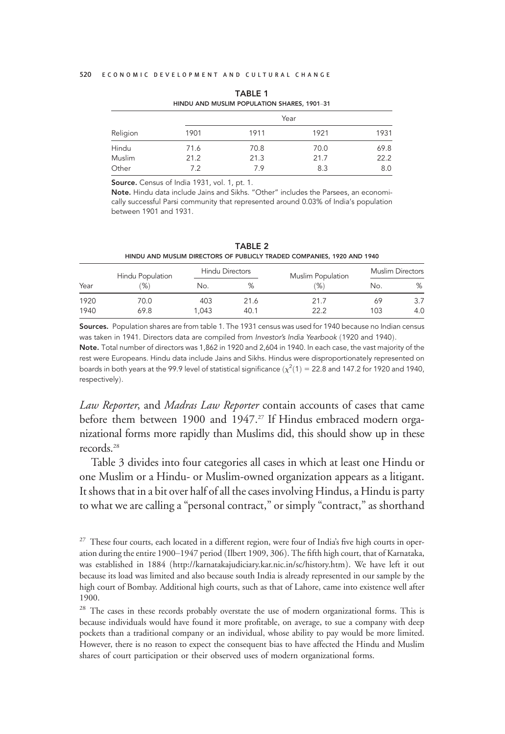**TABLE 1**
**HINDU AND MUSLIM POPULATION SHARES, 1901–31**

| Religion | Year | | | |
|---|---|---|---|---|
| | 1901 | 1911 | 1921 | 1931 |
| Hindu | 71.6 | 70.8 | 70.0 | 69.8 |
| Muslim | 21.2 | 21.3 | 21.7 | 22.2 |
| Other | 7.2 | 7.9 | 8.3 | 8.0 |

**Source.** Census of India 1931, vol. 1, pt. 1.

**Note.** Hindu data include Jains and Sikhs. "Other" includes the Parsees, an economically successful Parsi community that represented around 0.03% of India's population between 1901 and 1931.

**TABLE 2**
**HINDU AND MUSLIM DIRECTORS OF PUBLICLY TRADED COMPANIES, 1920 AND 1940**

| Year | Hindu Population (%) | Hindu Directors | | Muslim Population (%) | Muslim Directors | |
|---|---|---|---|---|---|---|
| | | No. | % | | No. | % |
| 1920 | 70.0 | 403 | 21.6 | 21.7 | 69 | 3.7 |
| 1940 | 69.8 | 1,043 | 40.1 | 22.2 | 103 | 4.0 |

**Sources.** Population shares are from table 1. The 1931 census was used for 1940 because no Indian census was taken in 1941. Directors data are compiled from *Investor's India Yearbook* (1920 and 1940).

**Note.** Total number of directors was 1,862 in 1920 and 2,604 in 1940. In each case, the vast majority of the rest were Europeans. Hindu data include Jains and Sikhs. Hindus were disproportionately represented on boards in both years at the 99.9 level of statistical significance ($\chi^2(1) = 22.8$ and 147.2 for 1920 and 1940, respectively).

*Law Reporter*, and *Madras Law Reporter* contain accounts of cases that came before them between 1900 and 1947.[27] If Hindus embraced modern organizational forms more rapidly than Muslims did, this should show up in these records.[28]

Table 3 divides into four categories all cases in which at least one Hindu or one Muslim or a Hindu- or Muslim-owned organization appears as a litigant. It shows that in a bit over half of all the cases involving Hindus, a Hindu is party to what we are calling a "personal contract," or simply "contract," as shorthand

[27] These four courts, each located in a different region, were four of India's five high courts in operation during the entire 1900–1947 period (Ilbert 1909, 306). The fifth high court, that of Karnataka, was established in 1884 (http://karnatakajudiciary.kar.nic.in/sc/history.htm). We have left it out because its load was limited and also because south India is already represented in our sample by the high court of Bombay. Additional high courts, such as that of Lahore, came into existence well after 1900.

[28] The cases in these records probably overstate the use of modern organizational forms. This is because individuals would have found it more profitable, on average, to sue a company with deep pockets than a traditional company or an individual, whose ability to pay would be more limited. However, there is no reason to expect the consequent bias to have affected the Hindu and Muslim shares of court participation or their observed uses of modern organizational forms.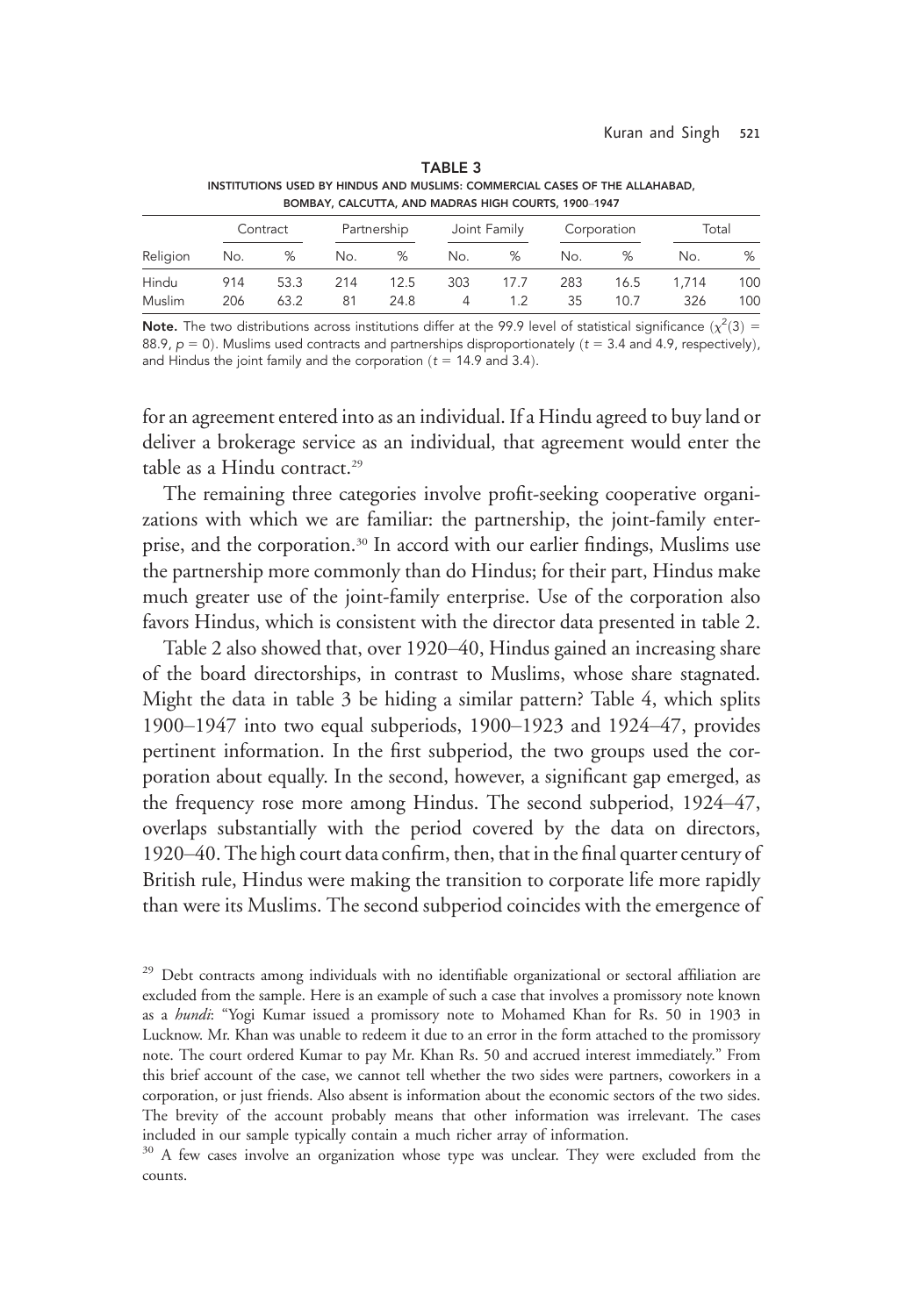**TABLE 3**
**INSTITUTIONS USED BY HINDUS AND MUSLIMS: COMMERCIAL CASES OF THE ALLAHABAD, BOMBAY, CALCUTTA, AND MADRAS HIGH COURTS, 1900–1947**

| | Contract | | Partnership | | Joint Family | | Corporation | | Total | |
|---|---|---|---|---|---|---|---|---|---|---|
| Religion | No. | % | No. | % | No. | % | No. | % | No. | % |
| Hindu | 914 | 53.3 | 214 | 12.5 | 303 | 17.7 | 283 | 16.5 | 1,714 | 100 |
| Muslim | 206 | 63.2 | 81 | 24.8 | 4 | 1.2 | 35 | 10.7 | 326 | 100 |

**Note.** The two distributions across institutions differ at the 99.9 level of statistical significance ($\chi^2(3) = 88.9$, $p = 0$). Muslims used contracts and partnerships disproportionately ($t = 3.4$ and $4.9$, respectively), and Hindus the joint family and the corporation ($t = 14.9$ and $3.4$).

for an agreement entered into as an individual. If a Hindu agreed to buy land or deliver a brokerage service as an individual, that agreement would enter the table as a Hindu contract.[29]

The remaining three categories involve profit-seeking cooperative organizations with which we are familiar: the partnership, the joint-family enterprise, and the corporation.[30] In accord with our earlier findings, Muslims use the partnership more commonly than do Hindus; for their part, Hindus make much greater use of the joint-family enterprise. Use of the corporation also favors Hindus, which is consistent with the director data presented in table 2.

Table 2 also showed that, over 1920–40, Hindus gained an increasing share of the board directorships, in contrast to Muslims, whose share stagnated. Might the data in table 3 be hiding a similar pattern? Table 4, which splits 1900–1947 into two equal subperiods, 1900–1923 and 1924–47, provides pertinent information. In the first subperiod, the two groups used the corporation about equally. In the second, however, a significant gap emerged, as the frequency rose more among Hindus. The second subperiod, 1924–47, overlaps substantially with the period covered by the data on directors, 1920–40. The high court data confirm, then, that in the final quarter century of British rule, Hindus were making the transition to corporate life more rapidly than were its Muslims. The second subperiod coincides with the emergence of

[29] Debt contracts among individuals with no identifiable organizational or sectoral affiliation are excluded from the sample. Here is an example of such a case that involves a promissory note known as a *hundi*: "Yogi Kumar issued a promissory note to Mohamed Khan for Rs. 50 in 1903 in Lucknow. Mr. Khan was unable to redeem it due to an error in the form attached to the promissory note. The court ordered Kumar to pay Mr. Khan Rs. 50 and accrued interest immediately." From this brief account of the case, we cannot tell whether the two sides were partners, coworkers in a corporation, or just friends. Also absent is information about the economic sectors of the two sides. The brevity of the account probably means that other information was irrelevant. The cases included in our sample typically contain a much richer array of information.

[30] A few cases involve an organization whose type was unclear. They were excluded from the counts.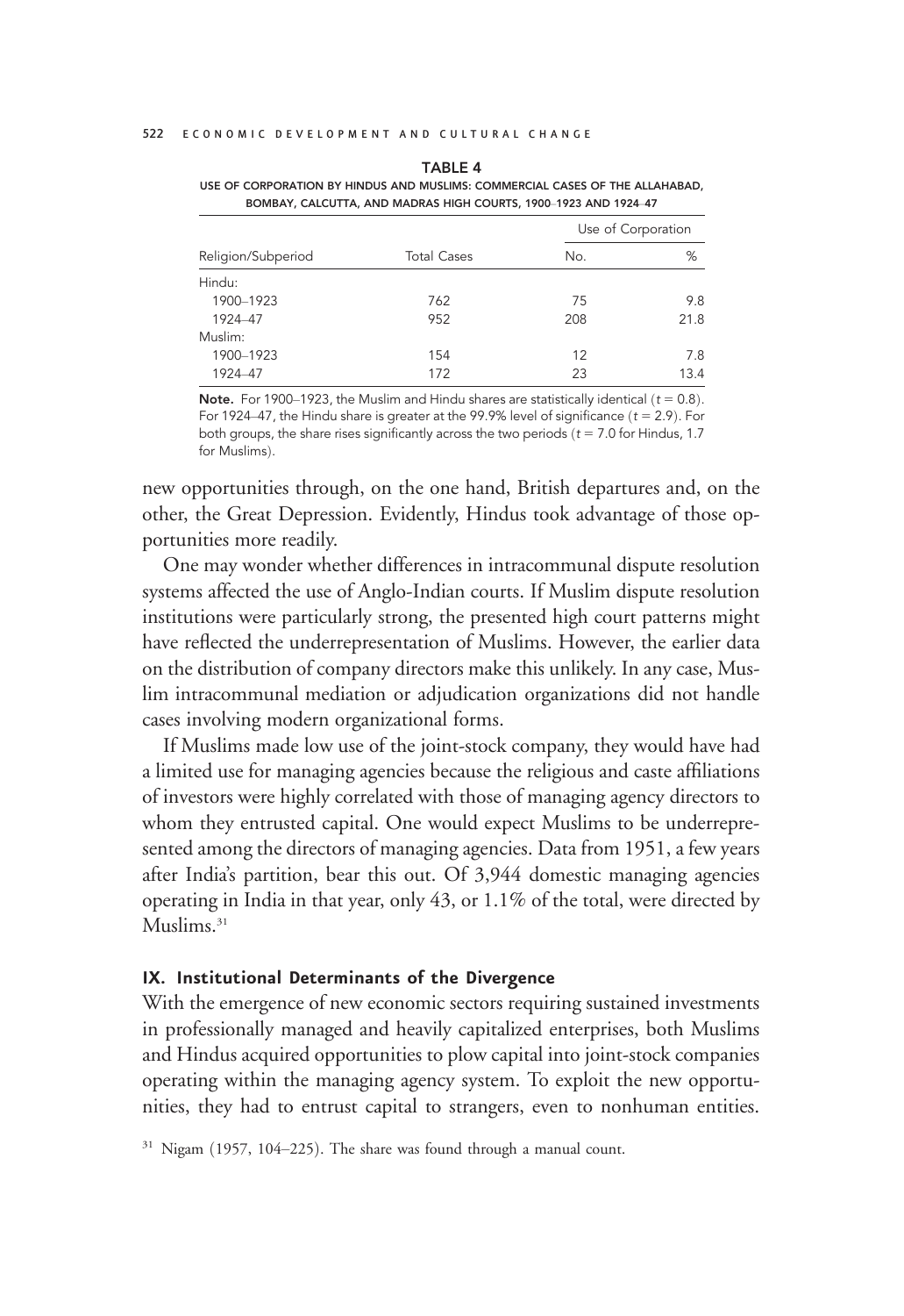TABLE 4

USE OF CORPORATION BY HINDUS AND MUSLIMS: COMMERCIAL CASES OF THE ALLAHABAD, BOMBAY, CALCUTTA, AND MADRAS HIGH COURTS, 1900–1923 AND 1924–47

| Religion/Subperiod | Total Cases | Use of Corporation | |
|---|---|---|---|
| | | No. | % |
| Hindu: | | | |
| 1900–1923 | 762 | 75 | 9.8 |
| 1924–47 | 952 | 208 | 21.8 |
| Muslim: | | | |
| 1900–1923 | 154 | 12 | 7.8 |
| 1924–47 | 172 | 23 | 13.4 |

**Note.** For 1900–1923, the Muslim and Hindu shares are statistically identical ($t = 0.8$). For 1924–47, the Hindu share is greater at the 99.9% level of significance ($t = 2.9$). For both groups, the share rises significantly across the two periods ($t = 7.0$ for Hindus, 1.7 for Muslims).

new opportunities through, on the one hand, British departures and, on the other, the Great Depression. Evidently, Hindus took advantage of those opportunities more readily.

One may wonder whether differences in intracommunal dispute resolution systems affected the use of Anglo-Indian courts. If Muslim dispute resolution institutions were particularly strong, the presented high court patterns might have reflected the underrepresentation of Muslims. However, the earlier data on the distribution of company directors make this unlikely. In any case, Muslim intracommunal mediation or adjudication organizations did not handle cases involving modern organizational forms.

If Muslims made low use of the joint-stock company, they would have had a limited use for managing agencies because the religious and caste affiliations of investors were highly correlated with those of managing agency directors to whom they entrusted capital. One would expect Muslims to be underrepresented among the directors of managing agencies. Data from 1951, a few years after India's partition, bear this out. Of 3,944 domestic managing agencies operating in India in that year, only 43, or 1.1% of the total, were directed by Muslims.[31]

## IX. Institutional Determinants of the Divergence

With the emergence of new economic sectors requiring sustained investments in professionally managed and heavily capitalized enterprises, both Muslims and Hindus acquired opportunities to plow capital into joint-stock companies operating within the managing agency system. To exploit the new opportunities, they had to entrust capital to strangers, even to nonhuman entities.

[31] Nigam (1957, 104–225). The share was found through a manual count.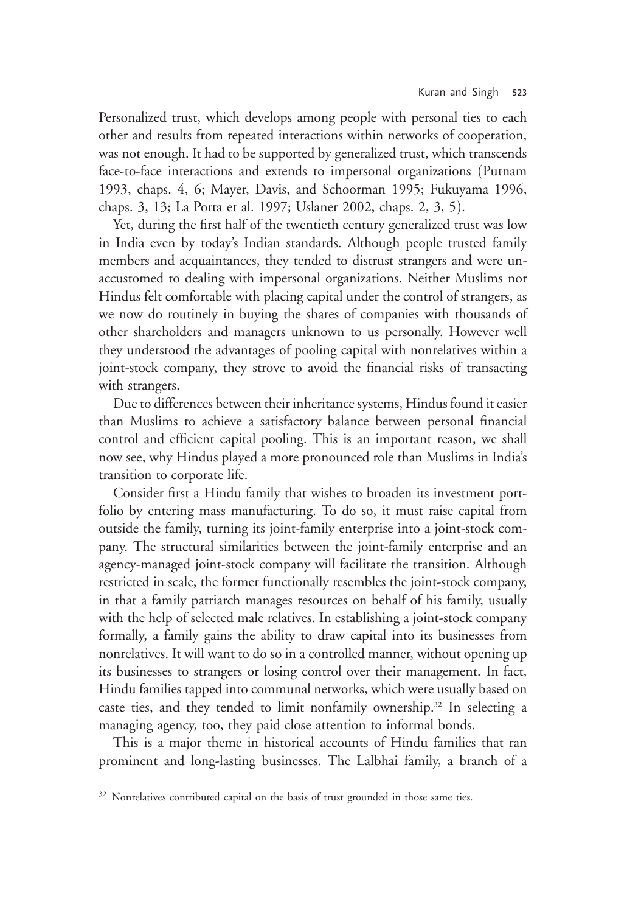Personalized trust, which develops among people with personal ties to each other and results from repeated interactions within networks of cooperation, was not enough. It had to be supported by generalized trust, which transcends face-to-face interactions and extends to impersonal organizations (Putnam 1993, chaps. 4, 6; Mayer, Davis, and Schoorman 1995; Fukuyama 1996, chaps. 3, 13; La Porta et al. 1997; Uslaner 2002, chaps. 2, 3, 5).

Yet, during the first half of the twentieth century generalized trust was low in India even by today's Indian standards. Although people trusted family members and acquaintances, they tended to distrust strangers and were unaccustomed to dealing with impersonal organizations. Neither Muslims nor Hindus felt comfortable with placing capital under the control of strangers, as we now do routinely in buying the shares of companies with thousands of other shareholders and managers unknown to us personally. However well they understood the advantages of pooling capital with nonrelatives within a joint-stock company, they strove to avoid the financial risks of transacting with strangers.

Due to differences between their inheritance systems, Hindus found it easier than Muslims to achieve a satisfactory balance between personal financial control and efficient capital pooling. This is an important reason, we shall now see, why Hindus played a more pronounced role than Muslims in India's transition to corporate life.

Consider first a Hindu family that wishes to broaden its investment portfolio by entering mass manufacturing. To do so, it must raise capital from outside the family, turning its joint-family enterprise into a joint-stock company. The structural similarities between the joint-family enterprise and an agency-managed joint-stock company will facilitate the transition. Although restricted in scale, the former functionally resembles the joint-stock company, in that a family patriarch manages resources on behalf of his family, usually with the help of selected male relatives. In establishing a joint-stock company formally, a family gains the ability to draw capital into its businesses from nonrelatives. It will want to do so in a controlled manner, without opening up its businesses to strangers or losing control over their management. In fact, Hindu families tapped into communal networks, which were usually based on caste ties, and they tended to limit nonfamily ownership.[32] In selecting a managing agency, too, they paid close attention to informal bonds.

This is a major theme in historical accounts of Hindu families that ran prominent and long-lasting businesses. The Lalbhai family, a branch of a

[32] Nonrelatives contributed capital on the basis of trust grounded in those same ties.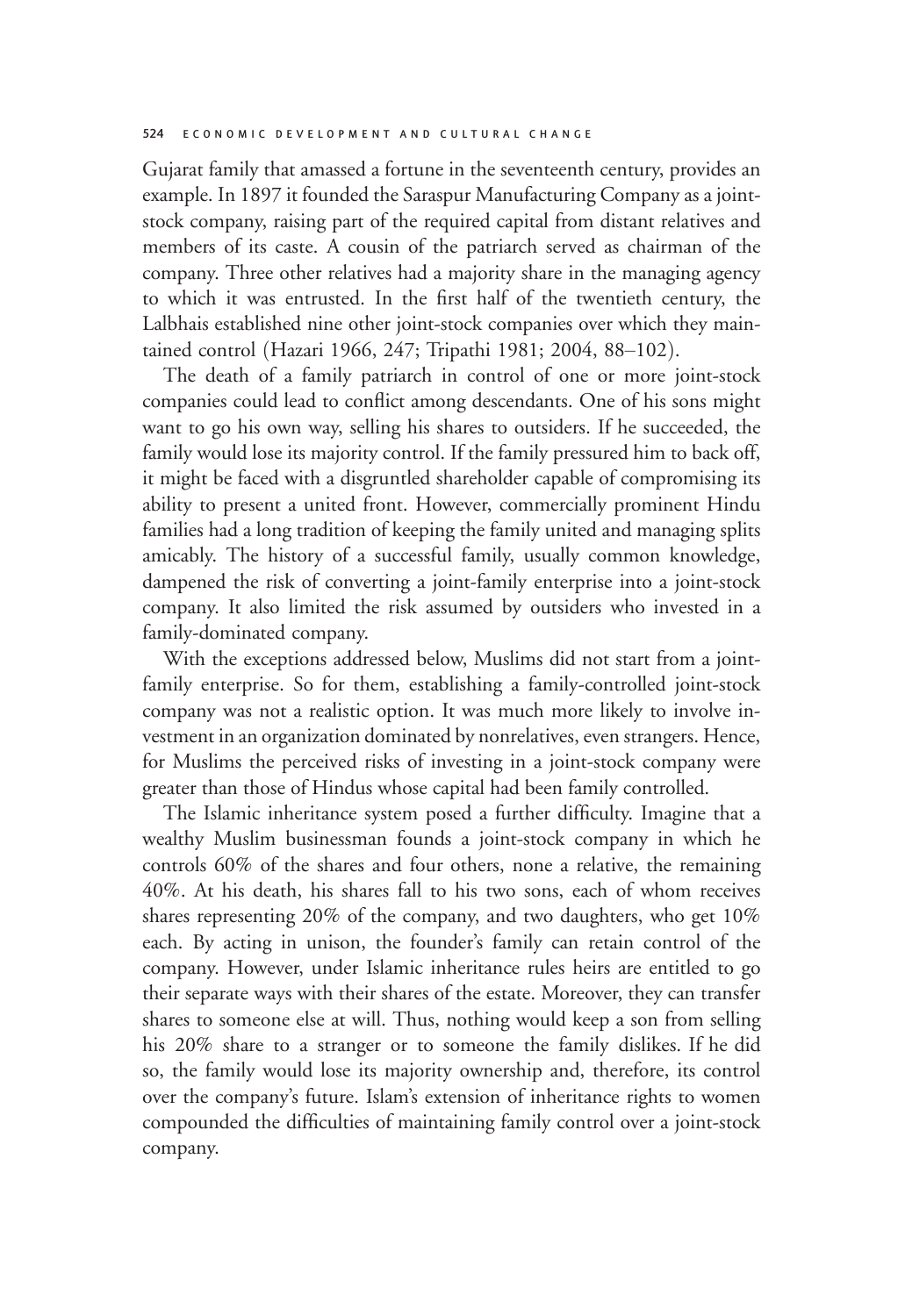Gujarat family that amassed a fortune in the seventeenth century, provides an example. In 1897 it founded the Saraspur Manufacturing Company as a joint-stock company, raising part of the required capital from distant relatives and members of its caste. A cousin of the patriarch served as chairman of the company. Three other relatives had a majority share in the managing agency to which it was entrusted. In the first half of the twentieth century, the Lalbhais established nine other joint-stock companies over which they maintained control (Hazari 1966, 247; Tripathi 1981; 2004, 88–102).

The death of a family patriarch in control of one or more joint-stock companies could lead to conflict among descendants. One of his sons might want to go his own way, selling his shares to outsiders. If he succeeded, the family would lose its majority control. If the family pressured him to back off, it might be faced with a disgruntled shareholder capable of compromising its ability to present a united front. However, commercially prominent Hindu families had a long tradition of keeping the family united and managing splits amicably. The history of a successful family, usually common knowledge, dampened the risk of converting a joint-family enterprise into a joint-stock company. It also limited the risk assumed by outsiders who invested in a family-dominated company.

With the exceptions addressed below, Muslims did not start from a joint-family enterprise. So for them, establishing a family-controlled joint-stock company was not a realistic option. It was much more likely to involve investment in an organization dominated by nonrelatives, even strangers. Hence, for Muslims the perceived risks of investing in a joint-stock company were greater than those of Hindus whose capital had been family controlled.

The Islamic inheritance system posed a further difficulty. Imagine that a wealthy Muslim businessman founds a joint-stock company in which he controls 60% of the shares and four others, none a relative, the remaining 40%. At his death, his shares fall to his two sons, each of whom receives shares representing 20% of the company, and two daughters, who get 10% each. By acting in unison, the founder's family can retain control of the company. However, under Islamic inheritance rules heirs are entitled to go their separate ways with their shares of the estate. Moreover, they can transfer shares to someone else at will. Thus, nothing would keep a son from selling his 20% share to a stranger or to someone the family dislikes. If he did so, the family would lose its majority ownership and, therefore, its control over the company's future. Islam's extension of inheritance rights to women compounded the difficulties of maintaining family control over a joint-stock company.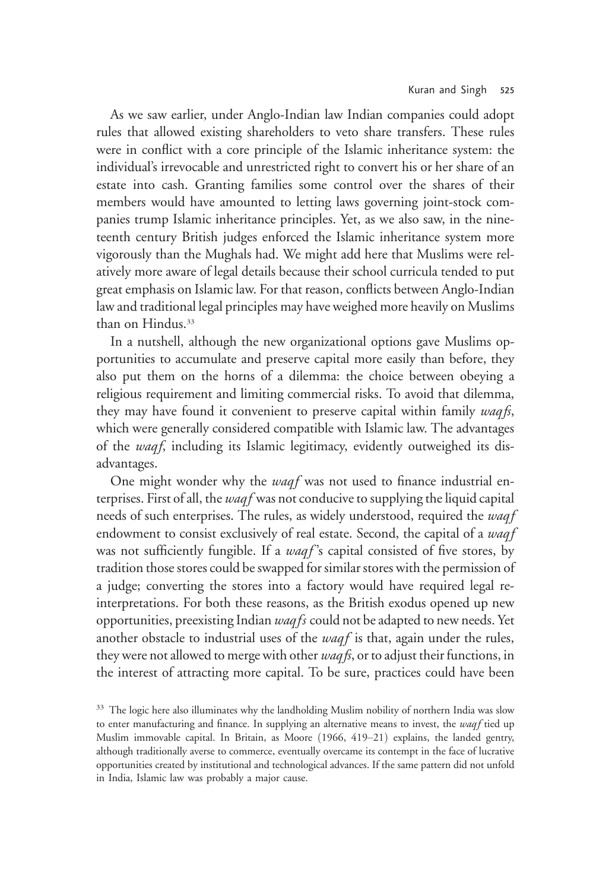As we saw earlier, under Anglo-Indian law Indian companies could adopt rules that allowed existing shareholders to veto share transfers. These rules were in conflict with a core principle of the Islamic inheritance system: the individual's irrevocable and unrestricted right to convert his or her share of an estate into cash. Granting families some control over the shares of their members would have amounted to letting laws governing joint-stock companies trump Islamic inheritance principles. Yet, as we also saw, in the nineteenth century British judges enforced the Islamic inheritance system more vigorously than the Mughals had. We might add here that Muslims were relatively more aware of legal details because their school curricula tended to put great emphasis on Islamic law. For that reason, conflicts between Anglo-Indian law and traditional legal principles may have weighed more heavily on Muslims than on Hindus.[33]

In a nutshell, although the new organizational options gave Muslims opportunities to accumulate and preserve capital more easily than before, they also put them on the horns of a dilemma: the choice between obeying a religious requirement and limiting commercial risks. To avoid that dilemma, they may have found it convenient to preserve capital within family *waqfs*, which were generally considered compatible with Islamic law. The advantages of the *waqf*, including its Islamic legitimacy, evidently outweighed its disadvantages.

One might wonder why the *waqf* was not used to finance industrial enterprises. First of all, the *waqf* was not conducive to supplying the liquid capital needs of such enterprises. The rules, as widely understood, required the *waqf* endowment to consist exclusively of real estate. Second, the capital of a *waqf* was not sufficiently fungible. If a *waqf*'s capital consisted of five stores, by tradition those stores could be swapped for similar stores with the permission of a judge; converting the stores into a factory would have required legal reinterpretations. For both these reasons, as the British exodus opened up new opportunities, preexisting Indian *waqfs* could not be adapted to new needs. Yet another obstacle to industrial uses of the *waqf* is that, again under the rules, they were not allowed to merge with other *waqfs*, or to adjust their functions, in the interest of attracting more capital. To be sure, practices could have been

[33] The logic here also illuminates why the landholding Muslim nobility of northern India was slow to enter manufacturing and finance. In supplying an alternative means to invest, the *waqf* tied up Muslim immovable capital. In Britain, as Moore (1966, 419–21) explains, the landed gentry, although traditionally averse to commerce, eventually overcame its contempt in the face of lucrative opportunities created by institutional and technological advances. If the same pattern did not unfold in India, Islamic law was probably a major cause.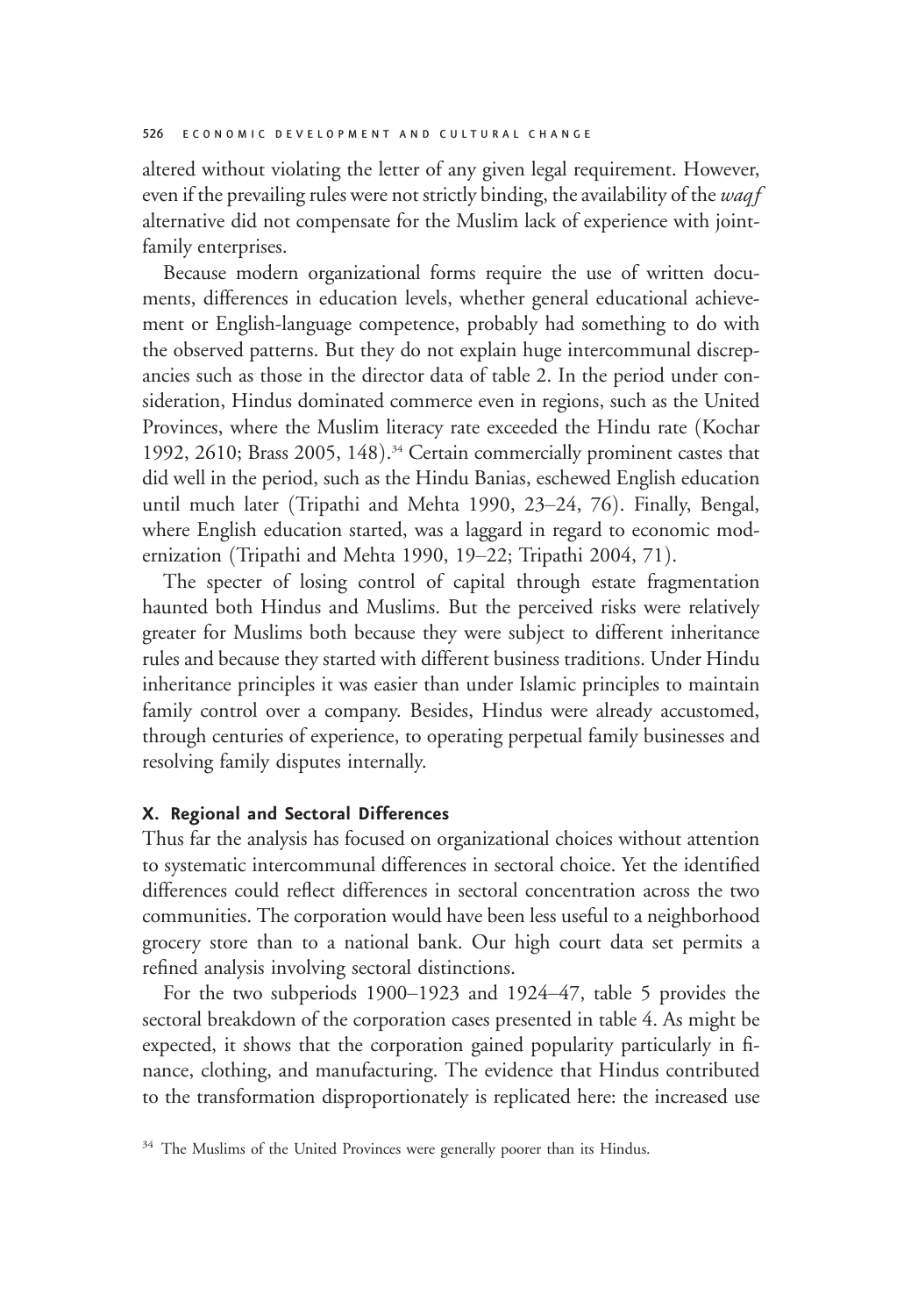altered without violating the letter of any given legal requirement. However, even if the prevailing rules were not strictly binding, the availability of the *waqf* alternative did not compensate for the Muslim lack of experience with joint-family enterprises.

Because modern organizational forms require the use of written documents, differences in education levels, whether general educational achievement or English-language competence, probably had something to do with the observed patterns. But they do not explain huge intercommunal discrepancies such as those in the director data of table 2. In the period under consideration, Hindus dominated commerce even in regions, such as the United Provinces, where the Muslim literacy rate exceeded the Hindu rate (Kochar 1992, 2610; Brass 2005, 148).[34] Certain commercially prominent castes that did well in the period, such as the Hindu Banias, eschewed English education until much later (Tripathi and Mehta 1990, 23–24, 76). Finally, Bengal, where English education started, was a laggard in regard to economic modernization (Tripathi and Mehta 1990, 19–22; Tripathi 2004, 71).

The specter of losing control of capital through estate fragmentation haunted both Hindus and Muslims. But the perceived risks were relatively greater for Muslims both because they were subject to different inheritance rules and because they started with different business traditions. Under Hindu inheritance principles it was easier than under Islamic principles to maintain family control over a company. Besides, Hindus were already accustomed, through centuries of experience, to operating perpetual family businesses and resolving family disputes internally.

## X. Regional and Sectoral Differences

Thus far the analysis has focused on organizational choices without attention to systematic intercommunal differences in sectoral choice. Yet the identified differences could reflect differences in sectoral concentration across the two communities. The corporation would have been less useful to a neighborhood grocery store than to a national bank. Our high court data set permits a refined analysis involving sectoral distinctions.

For the two subperiods 1900–1923 and 1924–47, table 5 provides the sectoral breakdown of the corporation cases presented in table 4. As might be expected, it shows that the corporation gained popularity particularly in finance, clothing, and manufacturing. The evidence that Hindus contributed to the transformation disproportionately is replicated here: the increased use

[34] The Muslims of the United Provinces were generally poorer than its Hindus.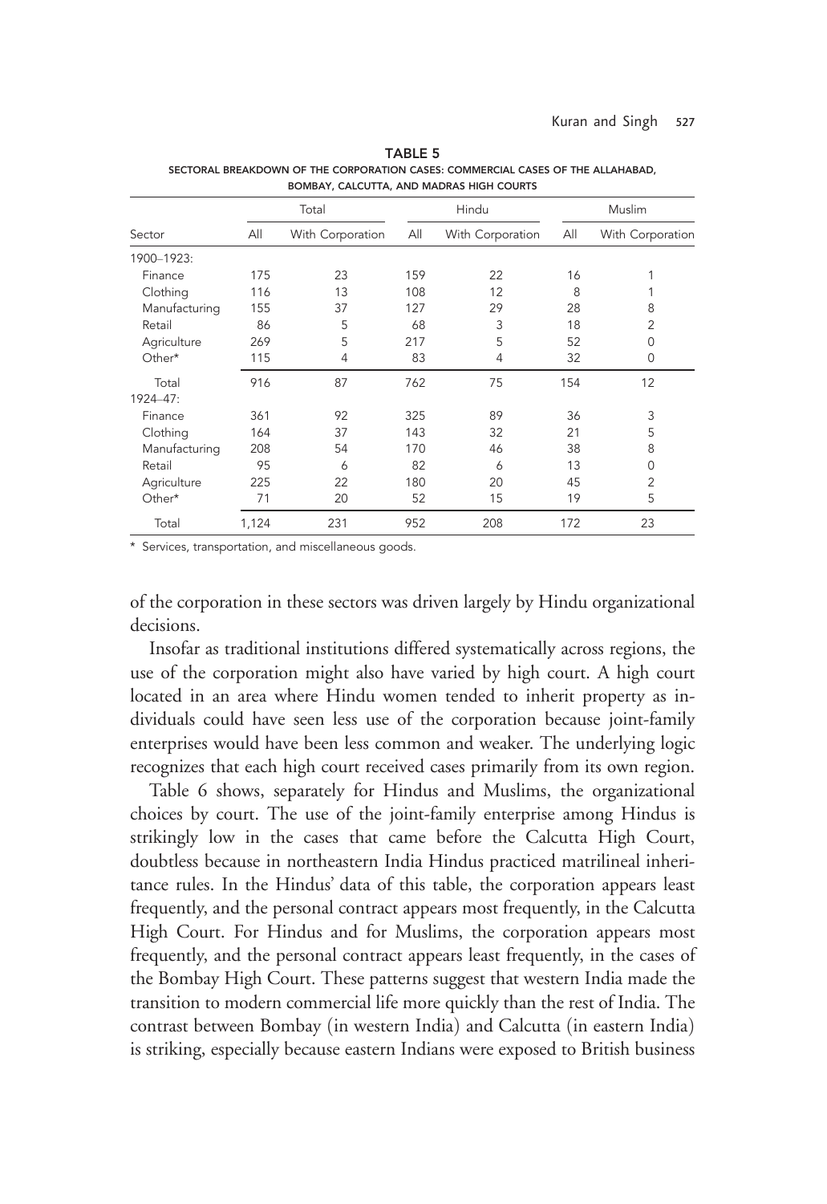**TABLE 5**
SECTORAL BREAKDOWN OF THE CORPORATION CASES: COMMERCIAL CASES OF THE ALLAHABAD, BOMBAY, CALCUTTA, AND MADRAS HIGH COURTS

| | Total | | Hindu | | Muslim | |
|---|---|---|---|---|---|---|
| Sector | All | With Corporation | All | With Corporation | All | With Corporation |
| 1900–1923: | | | | | | |
| Finance | 175 | 23 | 159 | 22 | 16 | 1 |
| Clothing | 116 | 13 | 108 | 12 | 8 | 1 |
| Manufacturing | 155 | 37 | 127 | 29 | 28 | 8 |
| Retail | 86 | 5 | 68 | 3 | 18 | 2 |
| Agriculture | 269 | 5 | 217 | 5 | 52 | 0 |
| Other* | 115 | 4 | 83 | 4 | 32 | 0 |
| Total | 916 | 87 | 762 | 75 | 154 | 12 |
| 1924–47: | | | | | | |
| Finance | 361 | 92 | 325 | 89 | 36 | 3 |
| Clothing | 164 | 37 | 143 | 32 | 21 | 5 |
| Manufacturing | 208 | 54 | 170 | 46 | 38 | 8 |
| Retail | 95 | 6 | 82 | 6 | 13 | 0 |
| Agriculture | 225 | 22 | 180 | 20 | 45 | 2 |
| Other* | 71 | 20 | 52 | 15 | 19 | 5 |
| Total | 1,124 | 231 | 952 | 208 | 172 | 23 |

\* Services, transportation, and miscellaneous goods.

of the corporation in these sectors was driven largely by Hindu organizational decisions.

Insofar as traditional institutions differed systematically across regions, the use of the corporation might also have varied by high court. A high court located in an area where Hindu women tended to inherit property as individuals could have seen less use of the corporation because joint-family enterprises would have been less common and weaker. The underlying logic recognizes that each high court received cases primarily from its own region.

Table 6 shows, separately for Hindus and Muslims, the organizational choices by court. The use of the joint-family enterprise among Hindus is strikingly low in the cases that came before the Calcutta High Court, doubtless because in northeastern India Hindus practiced matrilineal inheritance rules. In the Hindus' data of this table, the corporation appears least frequently, and the personal contract appears most frequently, in the Calcutta High Court. For Hindus and for Muslims, the corporation appears most frequently, and the personal contract appears least frequently, in the cases of the Bombay High Court. These patterns suggest that western India made the transition to modern commercial life more quickly than the rest of India. The contrast between Bombay (in western India) and Calcutta (in eastern India) is striking, especially because eastern Indians were exposed to British business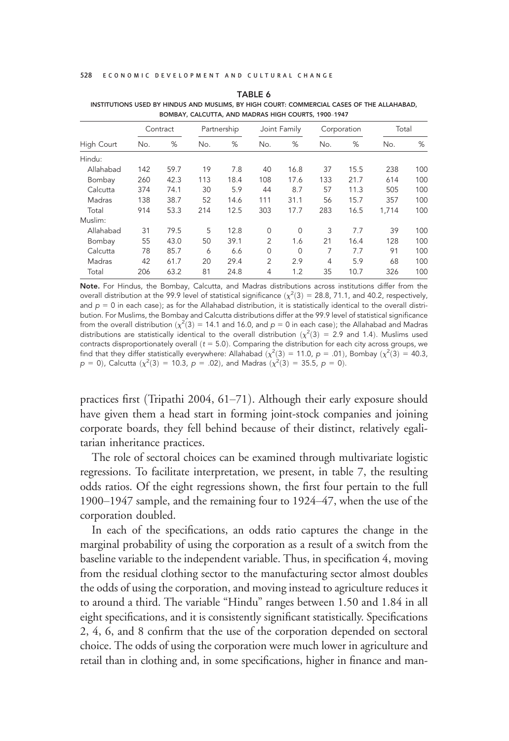TABLE 6

INSTITUTIONS USED BY HINDUS AND MUSLIMS, BY HIGH COURT: COMMERCIAL CASES OF THE ALLAHABAD, BOMBAY, CALCUTTA, AND MADRAS HIGH COURTS, 1900–1947

| High Court | Contract | | Partnership | | Joint Family | | Corporation | | Total | |
|---|---|---|---|---|---|---|---|---|---|---|
| | No. | % | No. | % | No. | % | No. | % | No. | % |
| Hindu: | | | | | | | | | | |
| Allahabad | 142 | 59.7 | 19 | 7.8 | 40 | 16.8 | 37 | 15.5 | 238 | 100 |
| Bombay | 260 | 42.3 | 113 | 18.4 | 108 | 17.6 | 133 | 21.7 | 614 | 100 |
| Calcutta | 374 | 74.1 | 30 | 5.9 | 44 | 8.7 | 57 | 11.3 | 505 | 100 |
| Madras | 138 | 38.7 | 52 | 14.6 | 111 | 31.1 | 56 | 15.7 | 357 | 100 |
| Total | 914 | 53.3 | 214 | 12.5 | 303 | 17.7 | 283 | 16.5 | 1,714 | 100 |
| Muslim: | | | | | | | | | | |
| Allahabad | 31 | 79.5 | 5 | 12.8 | 0 | 0 | 3 | 7.7 | 39 | 100 |
| Bombay | 55 | 43.0 | 50 | 39.1 | 2 | 1.6 | 21 | 16.4 | 128 | 100 |
| Calcutta | 78 | 85.7 | 6 | 6.6 | 0 | 0 | 7 | 7.7 | 91 | 100 |
| Madras | 42 | 61.7 | 20 | 29.4 | 2 | 2.9 | 4 | 5.9 | 68 | 100 |
| Total | 206 | 63.2 | 81 | 24.8 | 4 | 1.2 | 35 | 10.7 | 326 | 100 |

**Note.** For Hindus, the Bombay, Calcutta, and Madras distributions across institutions differ from the overall distribution at the 99.9 level of statistical significance ($\chi^2(3) = 28.8$, 71.1, and 40.2, respectively, and $p = 0$ in each case); as for the Allahabad distribution, it is statistically identical to the overall distribution. For Muslims, the Bombay and Calcutta distributions differ at the 99.9 level of statistical significance from the overall distribution ($\chi^2(3) = 14.1$ and 16.0, and $p = 0$ in each case); the Allahabad and Madras distributions are statistically identical to the overall distribution ($\chi^2(3) = 2.9$ and 1.4). Muslims used contracts disproportionately overall ($t = 5.0$). Comparing the distribution for each city across groups, we find that they differ statistically everywhere: Allahabad ($\chi^2(3) = 11.0$, $p = .01$), Bombay ($\chi^2(3) = 40.3$, $p = 0$), Calcutta ($\chi^2(3) = 10.3$, $p = .02$), and Madras ($\chi^2(3) = 35.5$, $p = 0$).

practices first (Tripathi 2004, 61–71). Although their early exposure should have given them a head start in forming joint-stock companies and joining corporate boards, they fell behind because of their distinct, relatively egalitarian inheritance practices.

The role of sectoral choices can be examined through multivariate logistic regressions. To facilitate interpretation, we present, in table 7, the resulting odds ratios. Of the eight regressions shown, the first four pertain to the full 1900–1947 sample, and the remaining four to 1924–47, when the use of the corporation doubled.

In each of the specifications, an odds ratio captures the change in the marginal probability of using the corporation as a result of a switch from the baseline variable to the independent variable. Thus, in specification 4, moving from the residual clothing sector to the manufacturing sector almost doubles the odds of using the corporation, and moving instead to agriculture reduces it to around a third. The variable "Hindu" ranges between 1.50 and 1.84 in all eight specifications, and it is consistently significant statistically. Specifications 2, 4, 6, and 8 confirm that the use of the corporation depended on sectoral choice. The odds of using the corporation were much lower in agriculture and retail than in clothing and, in some specifications, higher in finance and man-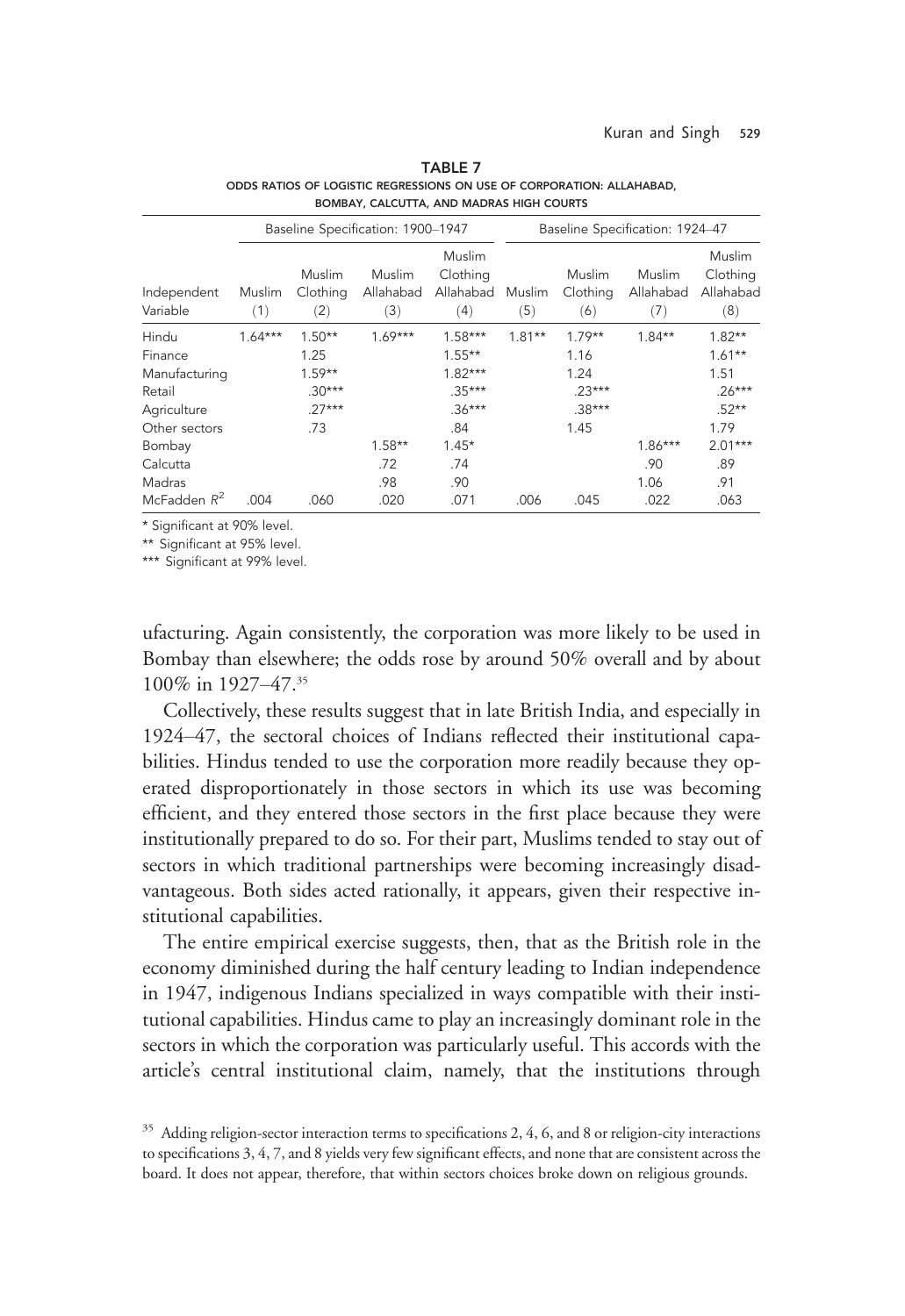**TABLE 7**

**ODDS RATIOS OF LOGISTIC REGRESSIONS ON USE OF CORPORATION: ALLAHABAD, BOMBAY, CALCUTTA, AND MADRAS HIGH COURTS**

| | Baseline Specification: 1900–1947 | | | | Baseline Specification: 1924–47 | | | |
|---|---|---|---|---|---|---|---|---|
| Independent Variable | Muslim (1) | Muslim Clothing (2) | Muslim Allahabad (3) | Muslim Clothing Allahabad (4) | Muslim (5) | Muslim Clothing (6) | Muslim Allahabad (7) | Muslim Clothing Allahabad (8) |
| Hindu | 1.64*** | 1.50** | 1.69*** | 1.58*** | 1.81** | 1.79** | 1.84** | 1.82** |
| Finance | | 1.25 | | 1.55** | | 1.16 | | 1.61** |
| Manufacturing | | 1.59** | | 1.82*** | | 1.24 | | 1.51 |
| Retail | | .30*** | | .35*** | | .23*** | | .26*** |
| Agriculture | | .27*** | | .36*** | | .38*** | | .52** |
| Other sectors | | .73 | | .84 | | 1.45 | | 1.79 |
| Bombay | | | 1.58** | 1.45* | | | 1.86*** | 2.01*** |
| Calcutta | | | .72 | .74 | | | .90 | .89 |
| Madras | | | .98 | .90 | | | 1.06 | .91 |
| McFadden $R^2$ | .004 | .060 | .020 | .071 | .006 | .045 | .022 | .063 |

\* Significant at 90% level.

** Significant at 95% level.

*** Significant at 99% level.

ufacturing. Again consistently, the corporation was more likely to be used in Bombay than elsewhere; the odds rose by around 50% overall and by about 100% in 1927–47.[35]

Collectively, these results suggest that in late British India, and especially in 1924–47, the sectoral choices of Indians reflected their institutional capabilities. Hindus tended to use the corporation more readily because they operated disproportionately in those sectors in which its use was becoming efficient, and they entered those sectors in the first place because they were institutionally prepared to do so. For their part, Muslims tended to stay out of sectors in which traditional partnerships were becoming increasingly disadvantageous. Both sides acted rationally, it appears, given their respective institutional capabilities.

The entire empirical exercise suggests, then, that as the British role in the economy diminished during the half century leading to Indian independence in 1947, indigenous Indians specialized in ways compatible with their institutional capabilities. Hindus came to play an increasingly dominant role in the sectors in which the corporation was particularly useful. This accords with the article's central institutional claim, namely, that the institutions through

[35] Adding religion-sector interaction terms to specifications 2, 4, 6, and 8 or religion-city interactions to specifications 3, 4, 7, and 8 yields very few significant effects, and none that are consistent across the board. It does not appear, therefore, that within sectors choices broke down on religious grounds.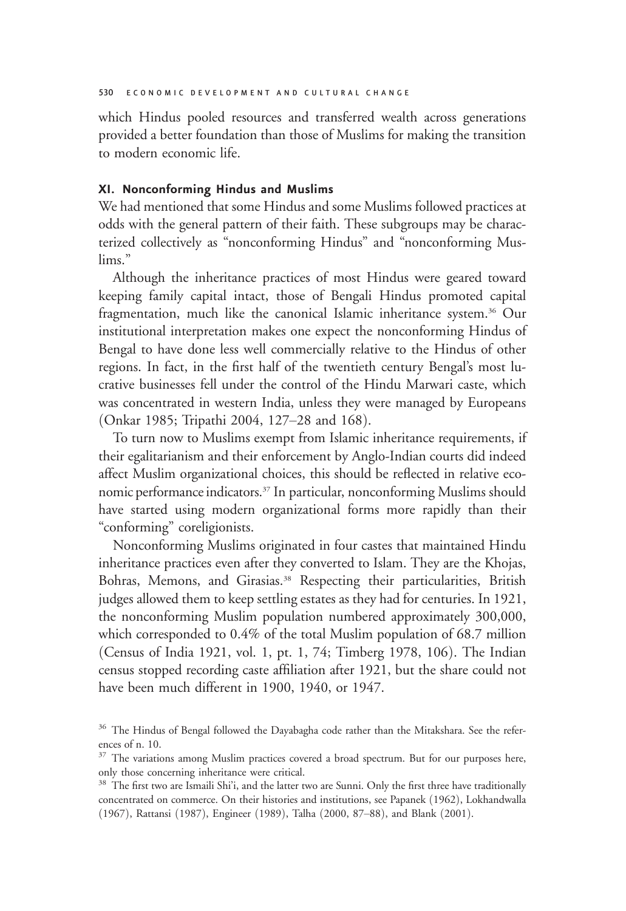which Hindus pooled resources and transferred wealth across generations provided a better foundation than those of Muslims for making the transition to modern economic life.

### XI. Nonconforming Hindus and Muslims

We had mentioned that some Hindus and some Muslims followed practices at odds with the general pattern of their faith. These subgroups may be characterized collectively as "nonconforming Hindus" and "nonconforming Muslims."

Although the inheritance practices of most Hindus were geared toward keeping family capital intact, those of Bengali Hindus promoted capital fragmentation, much like the canonical Islamic inheritance system.[36] Our institutional interpretation makes one expect the nonconforming Hindus of Bengal to have done less well commercially relative to the Hindus of other regions. In fact, in the first half of the twentieth century Bengal's most lucrative businesses fell under the control of the Hindu Marwari caste, which was concentrated in western India, unless they were managed by Europeans (Onkar 1985; Tripathi 2004, 127–28 and 168).

To turn now to Muslims exempt from Islamic inheritance requirements, if their egalitarianism and their enforcement by Anglo-Indian courts did indeed affect Muslim organizational choices, this should be reflected in relative economic performance indicators.[37] In particular, nonconforming Muslims should have started using modern organizational forms more rapidly than their "conforming" coreligionists.

Nonconforming Muslims originated in four castes that maintained Hindu inheritance practices even after they converted to Islam. They are the Khojas, Bohras, Memons, and Girasias.[38] Respecting their particularities, British judges allowed them to keep settling estates as they had for centuries. In 1921, the nonconforming Muslim population numbered approximately 300,000, which corresponded to 0.4% of the total Muslim population of 68.7 million (Census of India 1921, vol. 1, pt. 1, 74; Timberg 1978, 106). The Indian census stopped recording caste affiliation after 1921, but the share could not have been much different in 1900, 1940, or 1947.

[36] The Hindus of Bengal followed the Dayabagha code rather than the Mitakshara. See the references of n. 10.

[37] The variations among Muslim practices covered a broad spectrum. But for our purposes here, only those concerning inheritance were critical.

[38] The first two are Ismaili Shi'i, and the latter two are Sunni. Only the first three have traditionally concentrated on commerce. On their histories and institutions, see Papanek (1962), Lokhandwalla (1967), Rattansi (1987), Engineer (1989), Talha (2000, 87–88), and Blank (2001).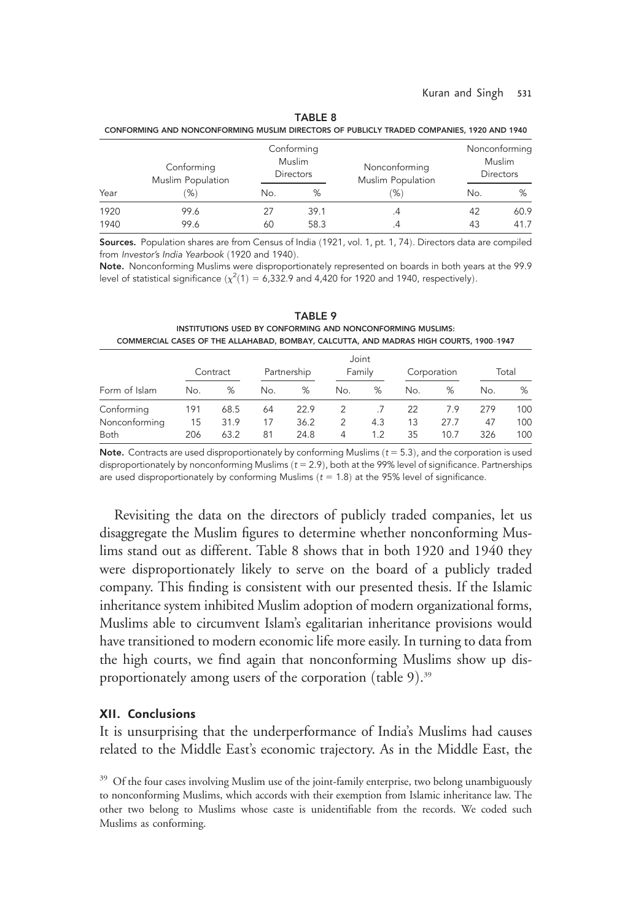**TABLE 8**
CONFORMING AND NONCONFORMING MUSLIM DIRECTORS OF PUBLICLY TRADED COMPANIES, 1920 AND 1940

| Year | Conforming Muslim Population (%) | Conforming Muslim Directors | | Nonconforming Muslim Population (%) | Nonconforming Muslim Directors | |
|---|---|---|---|---|---|---|
| | | No. | % | | No. | % |
| 1920 | 99.6 | 27 | 39.1 | .4 | 42 | 60.9 |
| 1940 | 99.6 | 60 | 58.3 | .4 | 43 | 41.7 |

**Sources.** Population shares are from Census of India (1921, vol. 1, pt. 1, 74). Directors data are compiled from *Investor's India Yearbook* (1920 and 1940).

**Note.** Nonconforming Muslims were disproportionately represented on boards in both years at the 99.9 level of statistical significance ($\chi^2(1) = 6{,}332.9$ and 4,420 for 1920 and 1940, respectively).

**TABLE 9**
INSTITUTIONS USED BY CONFORMING AND NONCONFORMING MUSLIMS: COMMERCIAL CASES OF THE ALLAHABAD, BOMBAY, CALCUTTA, AND MADRAS HIGH COURTS, 1900–1947

| Form of Islam | Contract | | Partnership | | Joint Family | | Corporation | | Total | |
|---|---|---|---|---|---|---|---|---|---|---|
| | No. | % | No. | % | No. | % | No. | % | No. | % |
| Conforming | 191 | 68.5 | 64 | 22.9 | 2 | .7 | 22 | 7.9 | 279 | 100 |
| Nonconforming | 15 | 31.9 | 17 | 36.2 | 2 | 4.3 | 13 | 27.7 | 47 | 100 |
| Both | 206 | 63.2 | 81 | 24.8 | 4 | 1.2 | 35 | 10.7 | 326 | 100 |

**Note.** Contracts are used disproportionately by conforming Muslims ($t = 5.3$), and the corporation is used disproportionately by nonconforming Muslims ($t = 2.9$), both at the 99% level of significance. Partnerships are used disproportionately by conforming Muslims ($t = 1.8$) at the 95% level of significance.

Revisiting the data on the directors of publicly traded companies, let us disaggregate the Muslim figures to determine whether nonconforming Muslims stand out as different. Table 8 shows that in both 1920 and 1940 they were disproportionately likely to serve on the board of a publicly traded company. This finding is consistent with our presented thesis. If the Islamic inheritance system inhibited Muslim adoption of modern organizational forms, Muslims able to circumvent Islam's egalitarian inheritance provisions would have transitioned to modern economic life more easily. In turning to data from the high courts, we find again that nonconforming Muslims show up disproportionately among users of the corporation (table 9).[39]

## XII. Conclusions

It is unsurprising that the underperformance of India's Muslims had causes related to the Middle East's economic trajectory. As in the Middle East, the

[39] Of the four cases involving Muslim use of the joint-family enterprise, two belong unambiguously to nonconforming Muslims, which accords with their exemption from Islamic inheritance law. The other two belong to Muslims whose caste is unidentifiable from the records. We coded such Muslims as conforming.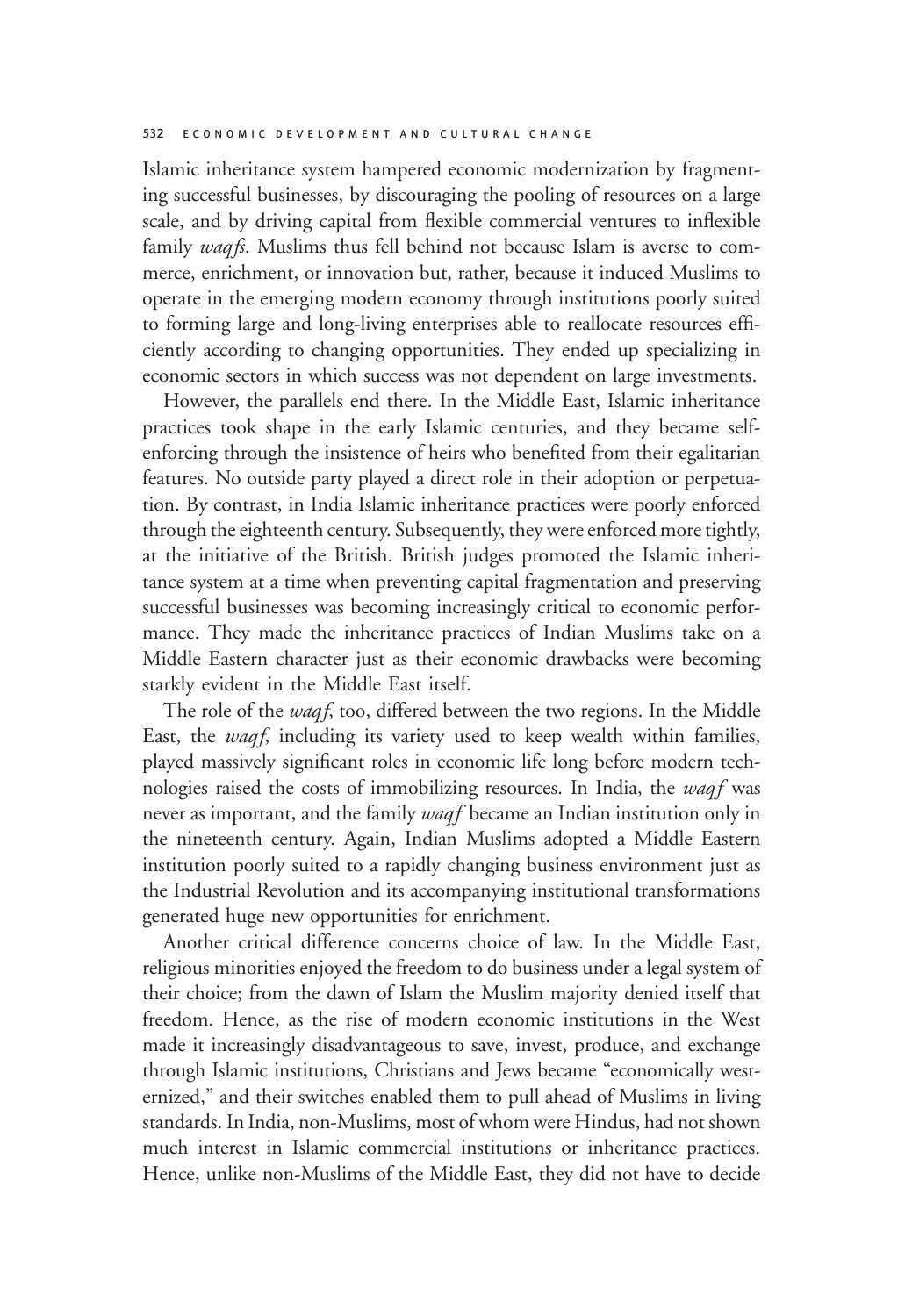Islamic inheritance system hampered economic modernization by fragmenting successful businesses, by discouraging the pooling of resources on a large scale, and by driving capital from flexible commercial ventures to inflexible family *waqfs*. Muslims thus fell behind not because Islam is averse to commerce, enrichment, or innovation but, rather, because it induced Muslims to operate in the emerging modern economy through institutions poorly suited to forming large and long-living enterprises able to reallocate resources efficiently according to changing opportunities. They ended up specializing in economic sectors in which success was not dependent on large investments.

However, the parallels end there. In the Middle East, Islamic inheritance practices took shape in the early Islamic centuries, and they became self-enforcing through the insistence of heirs who benefited from their egalitarian features. No outside party played a direct role in their adoption or perpetuation. By contrast, in India Islamic inheritance practices were poorly enforced through the eighteenth century. Subsequently, they were enforced more tightly, at the initiative of the British. British judges promoted the Islamic inheritance system at a time when preventing capital fragmentation and preserving successful businesses was becoming increasingly critical to economic performance. They made the inheritance practices of Indian Muslims take on a Middle Eastern character just as their economic drawbacks were becoming starkly evident in the Middle East itself.

The role of the *waqf*, too, differed between the two regions. In the Middle East, the *waqf*, including its variety used to keep wealth within families, played massively significant roles in economic life long before modern technologies raised the costs of immobilizing resources. In India, the *waqf* was never as important, and the family *waqf* became an Indian institution only in the nineteenth century. Again, Indian Muslims adopted a Middle Eastern institution poorly suited to a rapidly changing business environment just as the Industrial Revolution and its accompanying institutional transformations generated huge new opportunities for enrichment.

Another critical difference concerns choice of law. In the Middle East, religious minorities enjoyed the freedom to do business under a legal system of their choice; from the dawn of Islam the Muslim majority denied itself that freedom. Hence, as the rise of modern economic institutions in the West made it increasingly disadvantageous to save, invest, produce, and exchange through Islamic institutions, Christians and Jews became "economically westernized," and their switches enabled them to pull ahead of Muslims in living standards. In India, non-Muslims, most of whom were Hindus, had not shown much interest in Islamic commercial institutions or inheritance practices. Hence, unlike non-Muslims of the Middle East, they did not have to decide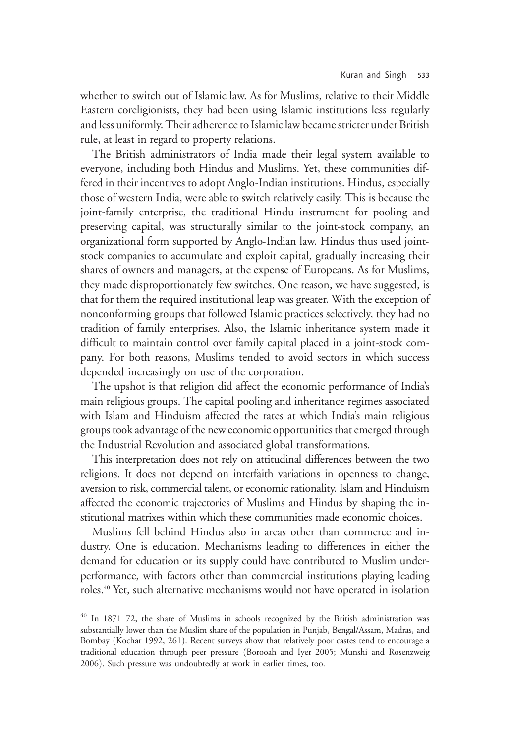whether to switch out of Islamic law. As for Muslims, relative to their Middle Eastern coreligionists, they had been using Islamic institutions less regularly and less uniformly. Their adherence to Islamic law became stricter under British rule, at least in regard to property relations.

The British administrators of India made their legal system available to everyone, including both Hindus and Muslims. Yet, these communities differed in their incentives to adopt Anglo-Indian institutions. Hindus, especially those of western India, were able to switch relatively easily. This is because the joint-family enterprise, the traditional Hindu instrument for pooling and preserving capital, was structurally similar to the joint-stock company, an organizational form supported by Anglo-Indian law. Hindus thus used joint-stock companies to accumulate and exploit capital, gradually increasing their shares of owners and managers, at the expense of Europeans. As for Muslims, they made disproportionately few switches. One reason, we have suggested, is that for them the required institutional leap was greater. With the exception of nonconforming groups that followed Islamic practices selectively, they had no tradition of family enterprises. Also, the Islamic inheritance system made it difficult to maintain control over family capital placed in a joint-stock company. For both reasons, Muslims tended to avoid sectors in which success depended increasingly on use of the corporation.

The upshot is that religion did affect the economic performance of India's main religious groups. The capital pooling and inheritance regimes associated with Islam and Hinduism affected the rates at which India's main religious groups took advantage of the new economic opportunities that emerged through the Industrial Revolution and associated global transformations.

This interpretation does not rely on attitudinal differences between the two religions. It does not depend on interfaith variations in openness to change, aversion to risk, commercial talent, or economic rationality. Islam and Hinduism affected the economic trajectories of Muslims and Hindus by shaping the institutional matrixes within which these communities made economic choices.

Muslims fell behind Hindus also in areas other than commerce and industry. One is education. Mechanisms leading to differences in either the demand for education or its supply could have contributed to Muslim underperformance, with factors other than commercial institutions playing leading roles.[40] Yet, such alternative mechanisms would not have operated in isolation

[40] In 1871–72, the share of Muslims in schools recognized by the British administration was substantially lower than the Muslim share of the population in Punjab, Bengal/Assam, Madras, and Bombay (Kochar 1992, 261). Recent surveys show that relatively poor castes tend to encourage a traditional education through peer pressure (Borooah and Iyer 2005; Munshi and Rosenzweig 2006). Such pressure was undoubtedly at work in earlier times, too.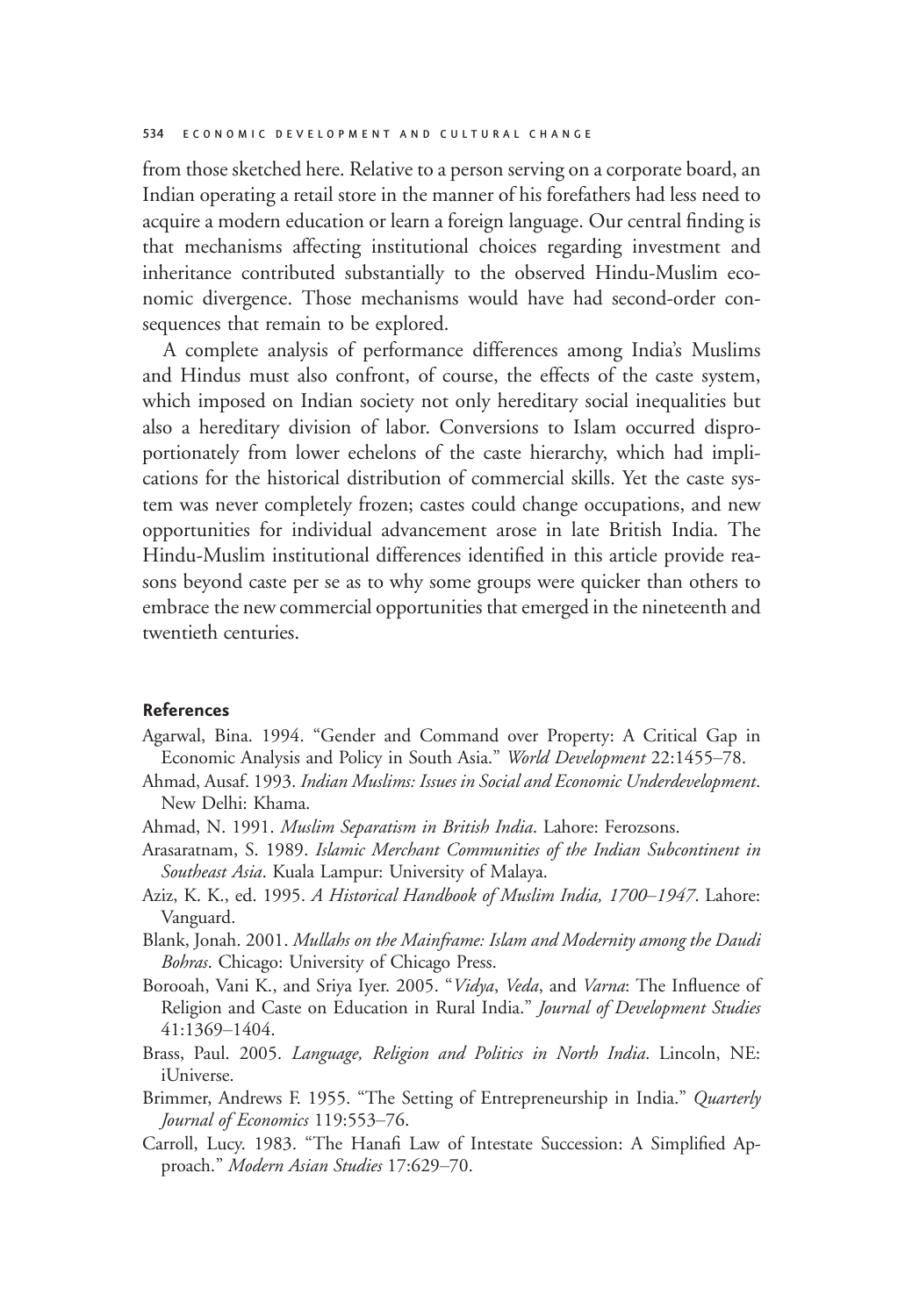from those sketched here. Relative to a person serving on a corporate board, an Indian operating a retail store in the manner of his forefathers had less need to acquire a modern education or learn a foreign language. Our central finding is that mechanisms affecting institutional choices regarding investment and inheritance contributed substantially to the observed Hindu-Muslim economic divergence. Those mechanisms would have had second-order consequences that remain to be explored.

A complete analysis of performance differences among India's Muslims and Hindus must also confront, of course, the effects of the caste system, which imposed on Indian society not only hereditary social inequalities but also a hereditary division of labor. Conversions to Islam occurred disproportionately from lower echelons of the caste hierarchy, which had implications for the historical distribution of commercial skills. Yet the caste system was never completely frozen; castes could change occupations, and new opportunities for individual advancement arose in late British India. The Hindu-Muslim institutional differences identified in this article provide reasons beyond caste per se as to why some groups were quicker than others to embrace the new commercial opportunities that emerged in the nineteenth and twentieth centuries.

## References

Agarwal, Bina. 1994. "Gender and Command over Property: A Critical Gap in Economic Analysis and Policy in South Asia." *World Development* 22:1455–78.

Ahmad, Ausaf. 1993. *Indian Muslims: Issues in Social and Economic Underdevelopment*. New Delhi: Khama.

Ahmad, N. 1991. *Muslim Separatism in British India*. Lahore: Ferozsons.

Arasaratnam, S. 1989. *Islamic Merchant Communities of the Indian Subcontinent in Southeast Asia*. Kuala Lampur: University of Malaya.

Aziz, K. K., ed. 1995. *A Historical Handbook of Muslim India, 1700–1947*. Lahore: Vanguard.

Blank, Jonah. 2001. *Mullahs on the Mainframe: Islam and Modernity among the Daudi Bohras*. Chicago: University of Chicago Press.

Borooah, Vani K., and Sriya Iyer. 2005. "*Vidya*, *Veda*, and *Varna*: The Influence of Religion and Caste on Education in Rural India." *Journal of Development Studies* 41:1369–1404.

Brass, Paul. 2005. *Language, Religion and Politics in North India*. Lincoln, NE: iUniverse.

Brimmer, Andrews F. 1955. "The Setting of Entrepreneurship in India." *Quarterly Journal of Economics* 119:553–76.

Carroll, Lucy. 1983. "The Hanafi Law of Intestate Succession: A Simplified Approach." *Modern Asian Studies* 17:629–70.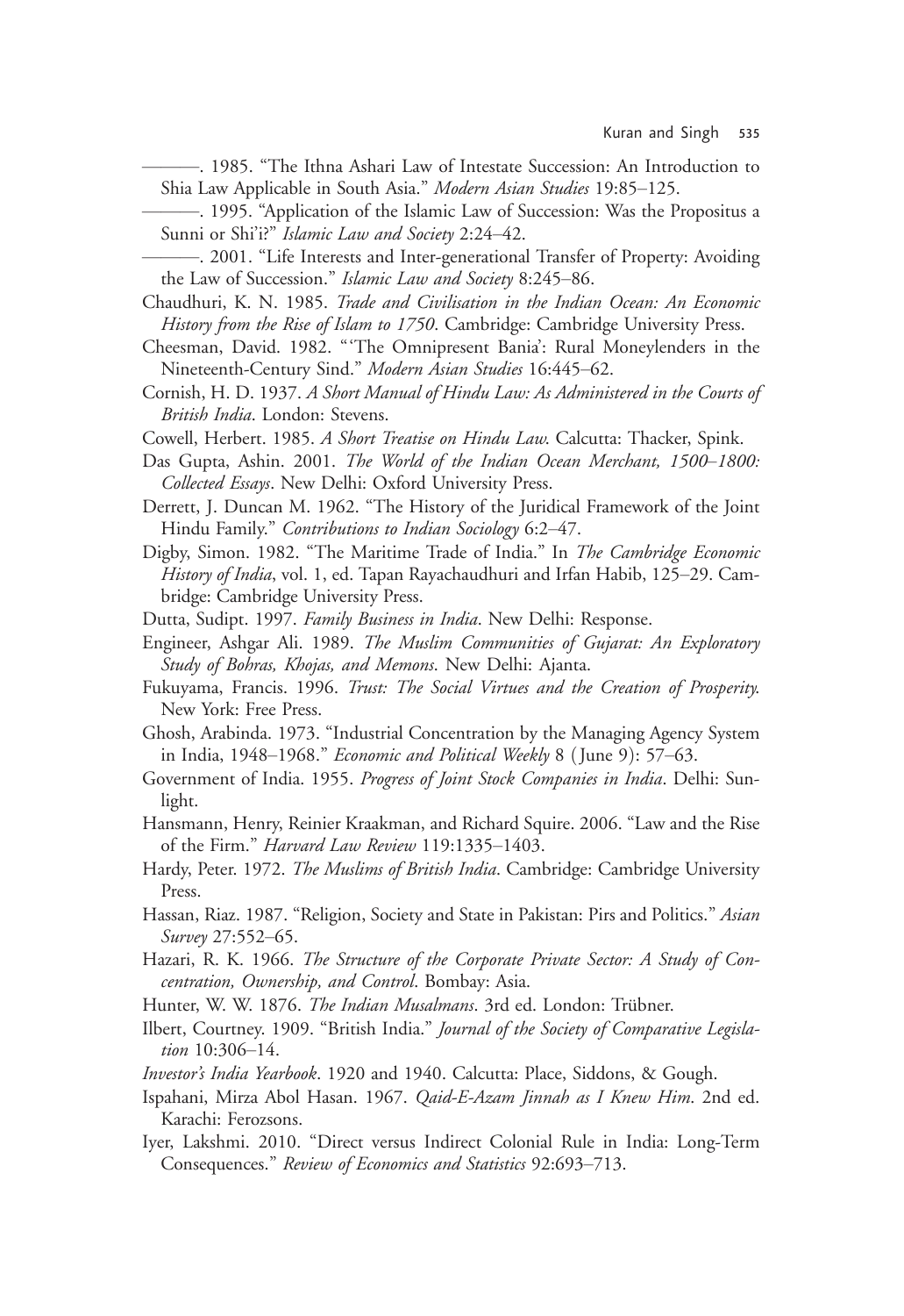———. 1985. "The Ithna Ashari Law of Intestate Succession: An Introduction to Shia Law Applicable in South Asia." *Modern Asian Studies* 19:85–125.

———. 1995. "Application of the Islamic Law of Succession: Was the Propositus a Sunni or Shi'i?" *Islamic Law and Society* 2:24–42.

———. 2001. "Life Interests and Inter-generational Transfer of Property: Avoiding the Law of Succession." *Islamic Law and Society* 8:245–86.

Chaudhuri, K. N. 1985. *Trade and Civilisation in the Indian Ocean: An Economic History from the Rise of Islam to 1750*. Cambridge: Cambridge University Press.

Cheesman, David. 1982. "'The Omnipresent Bania': Rural Moneylenders in the Nineteenth-Century Sind." *Modern Asian Studies* 16:445–62.

Cornish, H. D. 1937. *A Short Manual of Hindu Law: As Administered in the Courts of British India*. London: Stevens.

Cowell, Herbert. 1985. *A Short Treatise on Hindu Law*. Calcutta: Thacker, Spink.

Das Gupta, Ashin. 2001. *The World of the Indian Ocean Merchant, 1500–1800: Collected Essays*. New Delhi: Oxford University Press.

Derrett, J. Duncan M. 1962. "The History of the Juridical Framework of the Joint Hindu Family." *Contributions to Indian Sociology* 6:2–47.

Digby, Simon. 1982. "The Maritime Trade of India." In *The Cambridge Economic History of India*, vol. 1, ed. Tapan Rayachaudhuri and Irfan Habib, 125–29. Cambridge: Cambridge University Press.

Dutta, Sudipt. 1997. *Family Business in India*. New Delhi: Response.

Engineer, Ashgar Ali. 1989. *The Muslim Communities of Gujarat: An Exploratory Study of Bohras, Khojas, and Memons*. New Delhi: Ajanta.

Fukuyama, Francis. 1996. *Trust: The Social Virtues and the Creation of Prosperity*. New York: Free Press.

Ghosh, Arabinda. 1973. "Industrial Concentration by the Managing Agency System in India, 1948–1968." *Economic and Political Weekly* 8 (June 9): 57–63.

Government of India. 1955. *Progress of Joint Stock Companies in India*. Delhi: Sunlight.

Hansmann, Henry, Reinier Kraakman, and Richard Squire. 2006. "Law and the Rise of the Firm." *Harvard Law Review* 119:1335–1403.

Hardy, Peter. 1972. *The Muslims of British India*. Cambridge: Cambridge University Press.

Hassan, Riaz. 1987. "Religion, Society and State in Pakistan: Pirs and Politics." *Asian Survey* 27:552–65.

Hazari, R. K. 1966. *The Structure of the Corporate Private Sector: A Study of Concentration, Ownership, and Control*. Bombay: Asia.

Hunter, W. W. 1876. *The Indian Musalmans*. 3rd ed. London: Trübner.

Ilbert, Courtney. 1909. "British India." *Journal of the Society of Comparative Legislation* 10:306–14.

*Investor's India Yearbook*. 1920 and 1940. Calcutta: Place, Siddons, & Gough.

Ispahani, Mirza Abol Hasan. 1967. *Qaid-E-Azam Jinnah as I Knew Him*. 2nd ed. Karachi: Ferozsons.

Iyer, Lakshmi. 2010. "Direct versus Indirect Colonial Rule in India: Long-Term Consequences." *Review of Economics and Statistics* 92:693–713.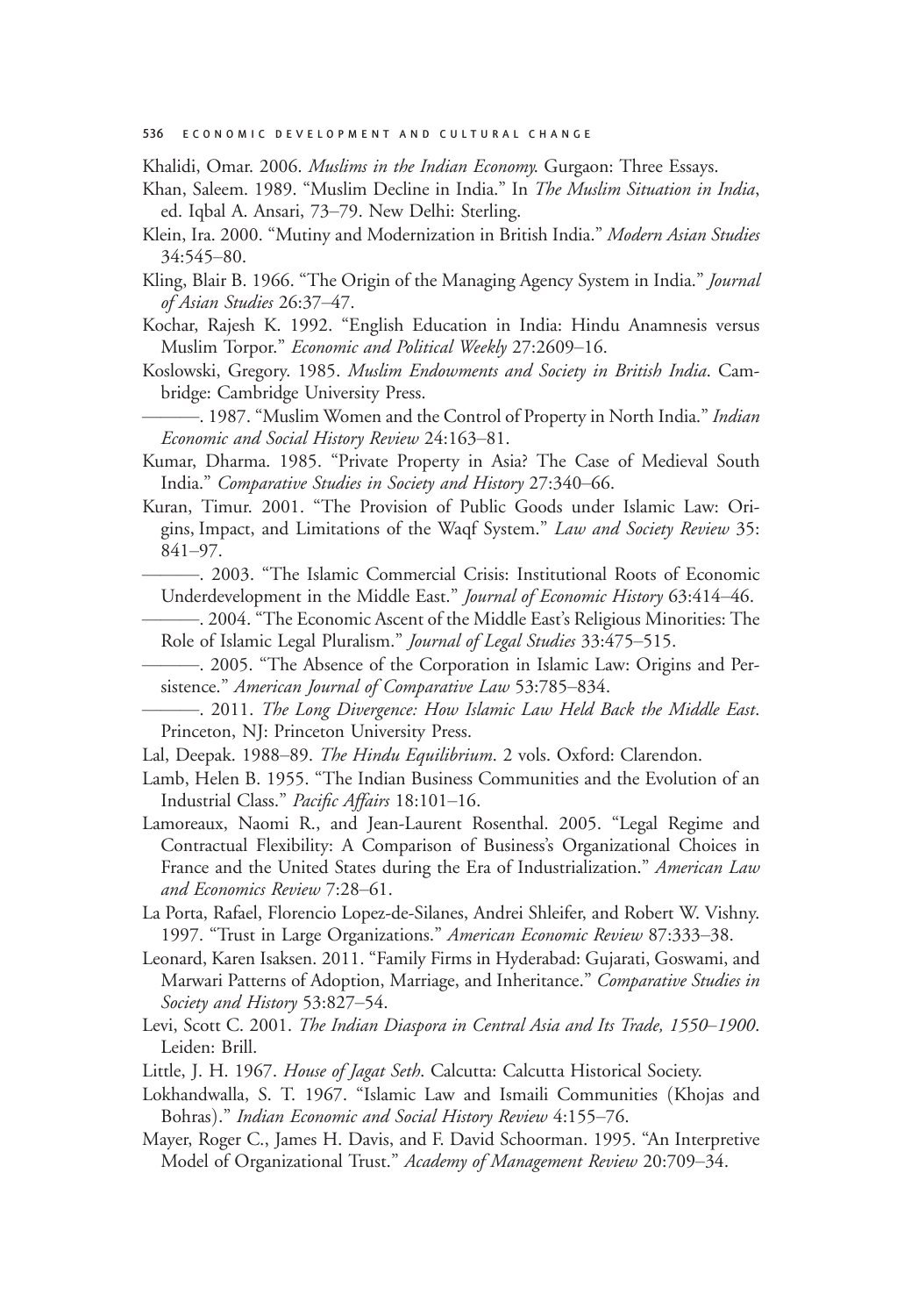Khalidi, Omar. 2006. *Muslims in the Indian Economy.* Gurgaon: Three Essays.

Khan, Saleem. 1989. "Muslim Decline in India." In *The Muslim Situation in India*, ed. Iqbal A. Ansari, 73–79. New Delhi: Sterling.

Klein, Ira. 2000. "Mutiny and Modernization in British India." *Modern Asian Studies* 34:545–80.

Kling, Blair B. 1966. "The Origin of the Managing Agency System in India." *Journal of Asian Studies* 26:37–47.

Kochar, Rajesh K. 1992. "English Education in India: Hindu Anamnesis versus Muslim Torpor." *Economic and Political Weekly* 27:2609–16.

Koslowski, Gregory. 1985. *Muslim Endowments and Society in British India*. Cambridge: Cambridge University Press.

———. 1987. "Muslim Women and the Control of Property in North India." *Indian Economic and Social History Review* 24:163–81.

Kumar, Dharma. 1985. "Private Property in Asia? The Case of Medieval South India." *Comparative Studies in Society and History* 27:340–66.

Kuran, Timur. 2001. "The Provision of Public Goods under Islamic Law: Origins, Impact, and Limitations of the Waqf System." *Law and Society Review* 35: 841–97.

———. 2003. "The Islamic Commercial Crisis: Institutional Roots of Economic Underdevelopment in the Middle East." *Journal of Economic History* 63:414–46.

———. 2004. "The Economic Ascent of the Middle East's Religious Minorities: The Role of Islamic Legal Pluralism." *Journal of Legal Studies* 33:475–515.

———. 2005. "The Absence of the Corporation in Islamic Law: Origins and Persistence." *American Journal of Comparative Law* 53:785–834.

———. 2011. *The Long Divergence: How Islamic Law Held Back the Middle East*. Princeton, NJ: Princeton University Press.

Lal, Deepak. 1988–89. *The Hindu Equilibrium*. 2 vols. Oxford: Clarendon.

Lamb, Helen B. 1955. "The Indian Business Communities and the Evolution of an Industrial Class." *Pacific Affairs* 18:101–16.

Lamoreaux, Naomi R., and Jean-Laurent Rosenthal. 2005. "Legal Regime and Contractual Flexibility: A Comparison of Business's Organizational Choices in France and the United States during the Era of Industrialization." *American Law and Economics Review* 7:28–61.

La Porta, Rafael, Florencio Lopez-de-Silanes, Andrei Shleifer, and Robert W. Vishny. 1997. "Trust in Large Organizations." *American Economic Review* 87:333–38.

Leonard, Karen Isaksen. 2011. "Family Firms in Hyderabad: Gujarati, Goswami, and Marwari Patterns of Adoption, Marriage, and Inheritance." *Comparative Studies in Society and History* 53:827–54.

Levi, Scott C. 2001. *The Indian Diaspora in Central Asia and Its Trade, 1550–1900*. Leiden: Brill.

Little, J. H. 1967. *House of Jagat Seth*. Calcutta: Calcutta Historical Society.

Lokhandwalla, S. T. 1967. "Islamic Law and Ismaili Communities (Khojas and Bohras)." *Indian Economic and Social History Review* 4:155–76.

Mayer, Roger C., James H. Davis, and F. David Schoorman. 1995. "An Interpretive Model of Organizational Trust." *Academy of Management Review* 20:709–34.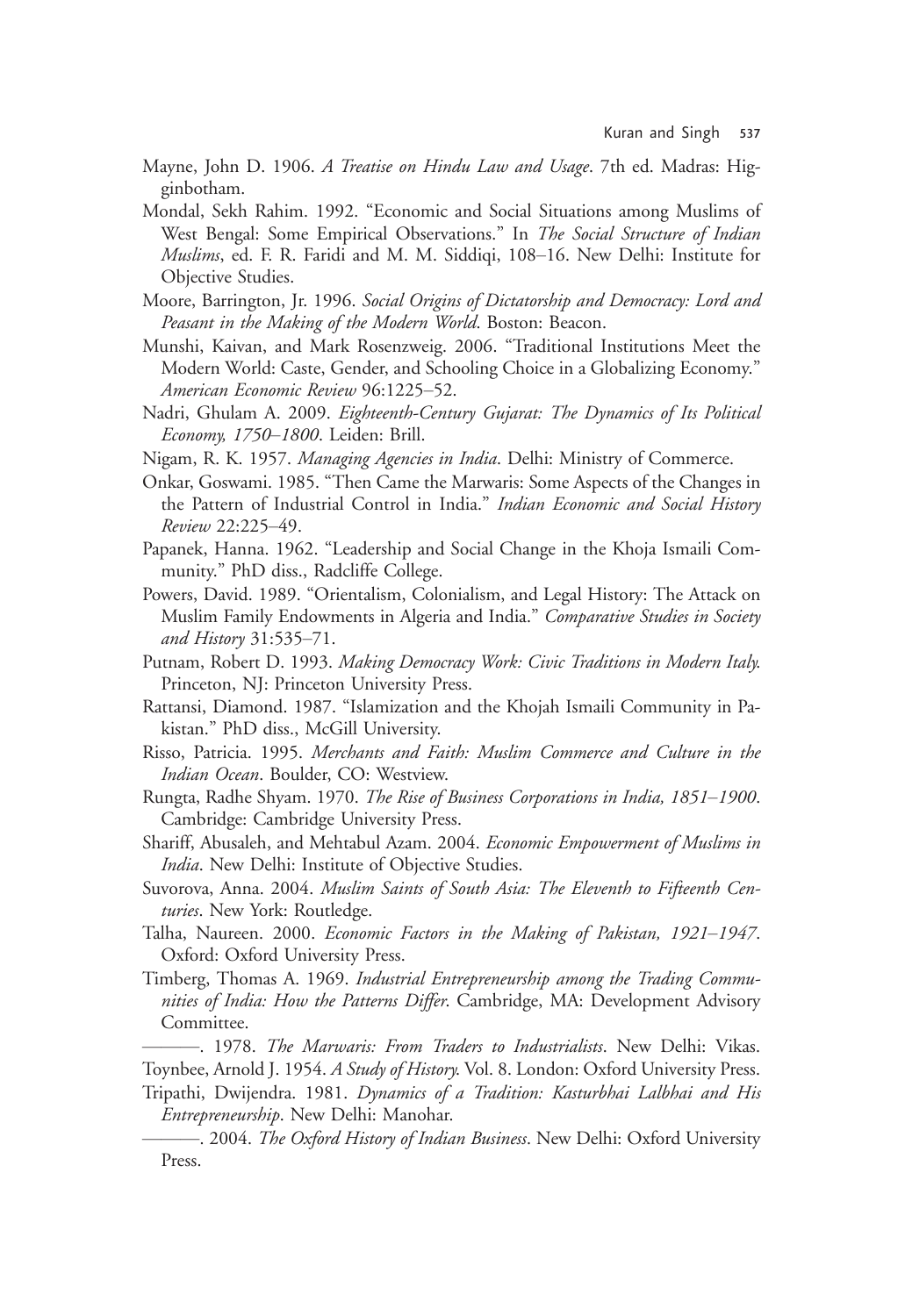Mayne, John D. 1906. *A Treatise on Hindu Law and Usage*. 7th ed. Madras: Higginbotham.

Mondal, Sekh Rahim. 1992. "Economic and Social Situations among Muslims of West Bengal: Some Empirical Observations." In *The Social Structure of Indian Muslims*, ed. F. R. Faridi and M. M. Siddiqi, 108–16. New Delhi: Institute for Objective Studies.

Moore, Barrington, Jr. 1996. *Social Origins of Dictatorship and Democracy: Lord and Peasant in the Making of the Modern World*. Boston: Beacon.

Munshi, Kaivan, and Mark Rosenzweig. 2006. "Traditional Institutions Meet the Modern World: Caste, Gender, and Schooling Choice in a Globalizing Economy." *American Economic Review* 96:1225–52.

Nadri, Ghulam A. 2009. *Eighteenth-Century Gujarat: The Dynamics of Its Political Economy, 1750–1800*. Leiden: Brill.

Nigam, R. K. 1957. *Managing Agencies in India*. Delhi: Ministry of Commerce.

Onkar, Goswami. 1985. "Then Came the Marwaris: Some Aspects of the Changes in the Pattern of Industrial Control in India." *Indian Economic and Social History Review* 22:225–49.

Papanek, Hanna. 1962. "Leadership and Social Change in the Khoja Ismaili Community." PhD diss., Radcliffe College.

Powers, David. 1989. "Orientalism, Colonialism, and Legal History: The Attack on Muslim Family Endowments in Algeria and India." *Comparative Studies in Society and History* 31:535–71.

Putnam, Robert D. 1993. *Making Democracy Work: Civic Traditions in Modern Italy.* Princeton, NJ: Princeton University Press.

Rattansi, Diamond. 1987. "Islamization and the Khojah Ismaili Community in Pakistan." PhD diss., McGill University.

Risso, Patricia. 1995. *Merchants and Faith: Muslim Commerce and Culture in the Indian Ocean*. Boulder, CO: Westview.

Rungta, Radhe Shyam. 1970. *The Rise of Business Corporations in India, 1851–1900*. Cambridge: Cambridge University Press.

Shariff, Abusaleh, and Mehtabul Azam. 2004. *Economic Empowerment of Muslims in India*. New Delhi: Institute of Objective Studies.

Suvorova, Anna. 2004. *Muslim Saints of South Asia: The Eleventh to Fifteenth Centuries*. New York: Routledge.

Talha, Naureen. 2000. *Economic Factors in the Making of Pakistan, 1921–1947*. Oxford: Oxford University Press.

Timberg, Thomas A. 1969. *Industrial Entrepreneurship among the Trading Communities of India: How the Patterns Differ*. Cambridge, MA: Development Advisory Committee.

———. 1978. *The Marwaris: From Traders to Industrialists*. New Delhi: Vikas.

Toynbee, Arnold J. 1954. *A Study of History.* Vol. 8. London: Oxford University Press.

Tripathi, Dwijendra. 1981. *Dynamics of a Tradition: Kasturbhai Lalbhai and His Entrepreneurship*. New Delhi: Manohar.

———. 2004. *The Oxford History of Indian Business*. New Delhi: Oxford University Press.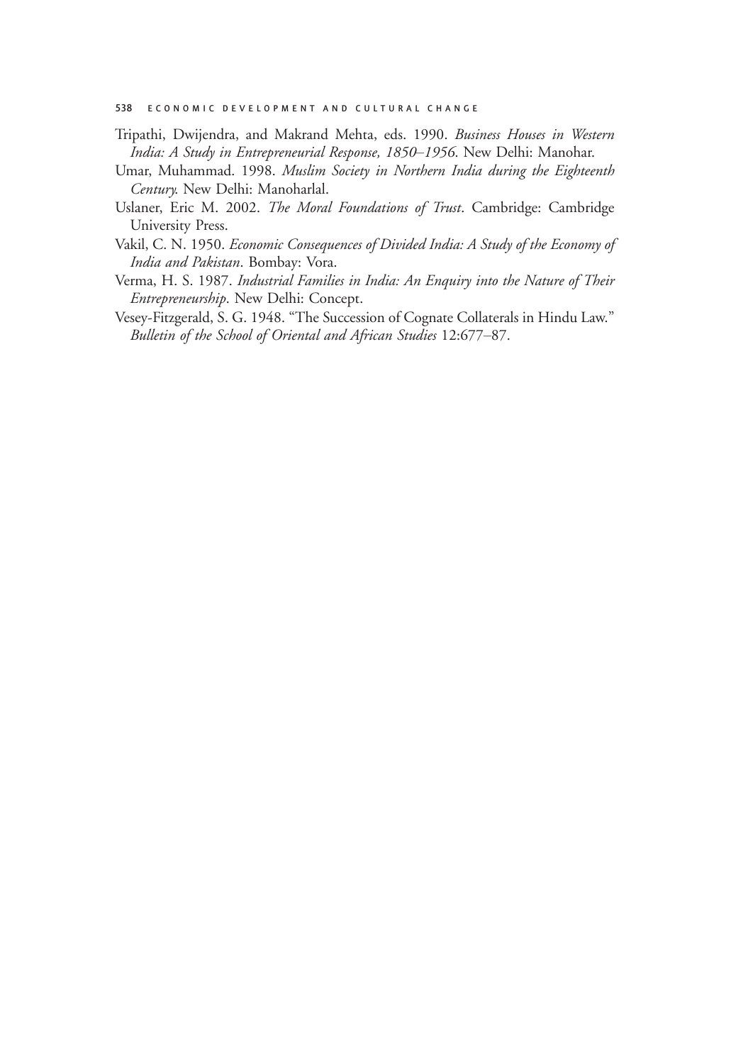Tripathi, Dwijendra, and Makrand Mehta, eds. 1990. *Business Houses in Western India: A Study in Entrepreneurial Response, 1850–1956*. New Delhi: Manohar.

Umar, Muhammad. 1998. *Muslim Society in Northern India during the Eighteenth Century*. New Delhi: Manoharlal.

Uslaner, Eric M. 2002. *The Moral Foundations of Trust*. Cambridge: Cambridge University Press.

Vakil, C. N. 1950. *Economic Consequences of Divided India: A Study of the Economy of India and Pakistan*. Bombay: Vora.

Verma, H. S. 1987. *Industrial Families in India: An Enquiry into the Nature of Their Entrepreneurship*. New Delhi: Concept.

Vesey-Fitzgerald, S. G. 1948. "The Succession of Cognate Collaterals in Hindu Law." *Bulletin of the School of Oriental and African Studies* 12:677–87.